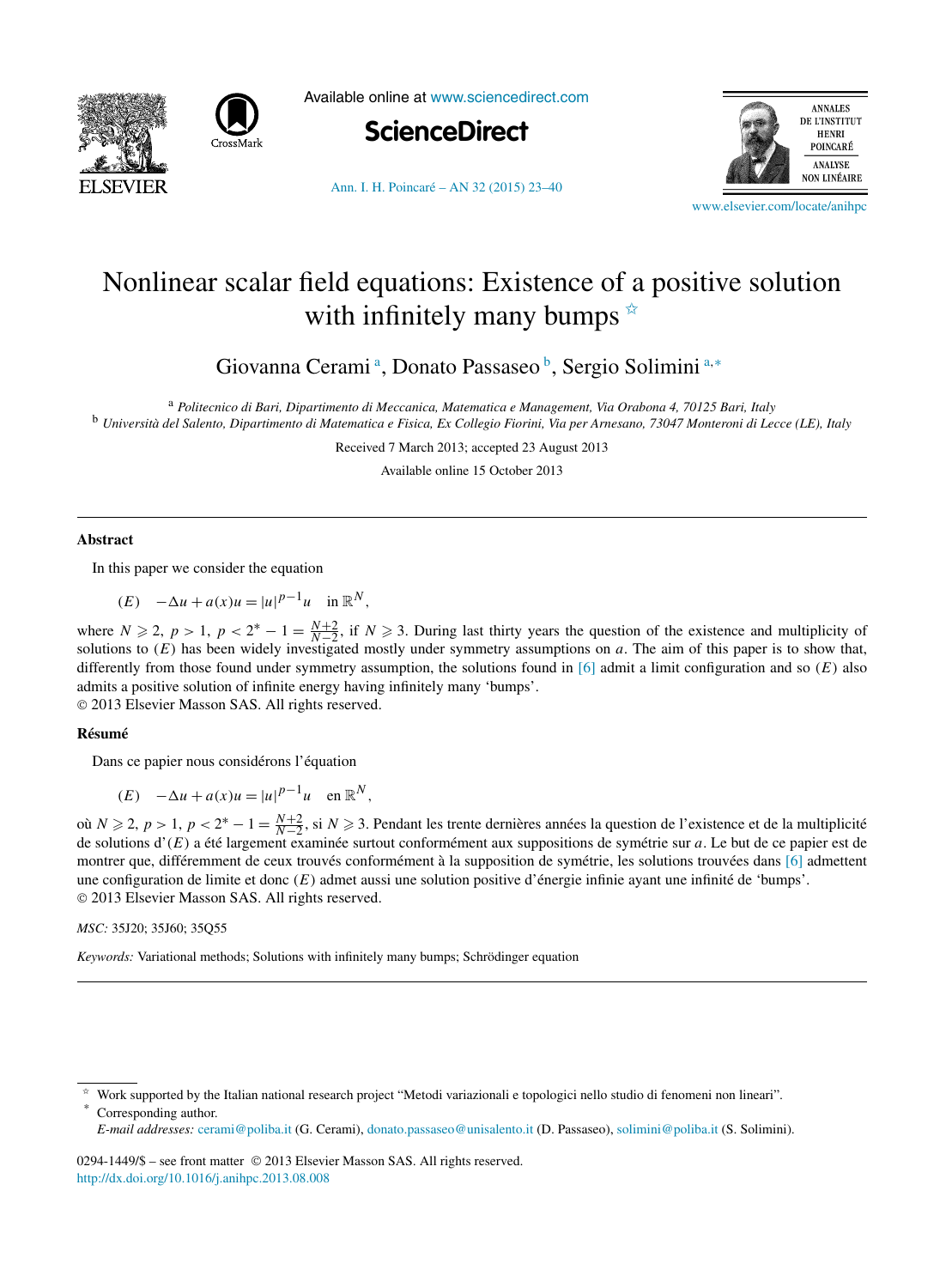# Nonlinear scalar field equations: Existence of a positive solution with infinitely many bumps ☆

Giovanna Cerami [a], Donato Passaseo [b], Sergio Solimini [a,*]

[a] *Politecnico di Bari, Dipartimento di Meccanica, Matematica e Management, Via Orabona 4, 70125 Bari, Italy*
[b] *Università del Salento, Dipartimento di Matematica e Fisica, Ex Collegio Fiorini, Via per Arnesano, 73047 Monteroni di Lecce (LE), Italy*

Received 7 March 2013; accepted 23 August 2013

Available online 15 October 2013

## Abstract

In this paper we consider the equation

$$(E) \quad -\Delta u + a(x)u = |u|^{p-1}u \quad \text{in } \mathbb{R}^N,$$

where $N \geqslant 2$, $p > 1$, $p < 2^* - 1 = \frac{N+2}{N-2}$, if $N \geqslant 3$. During last thirty years the question of the existence and multiplicity of solutions to $(E)$ has been widely investigated mostly under symmetry assumptions on $a$. The aim of this paper is to show that, differently from those found under symmetry assumption, the solutions found in [6] admit a limit configuration and so $(E)$ also admits a positive solution of infinite energy having infinitely many 'bumps'.
© 2013 Elsevier Masson SAS. All rights reserved.

## Résumé

Dans ce papier nous considérons l'équation

$$(E) \quad -\Delta u + a(x)u = |u|^{p-1}u \quad \text{en } \mathbb{R}^N,$$

où $N \geqslant 2$, $p > 1$, $p < 2^* - 1 = \frac{N+2}{N-2}$, si $N \geqslant 3$. Pendant les trente dernières années la question de l'existence et de la multiplicité de solutions d'$(E)$ a été largement examinée surtout conformément aux suppositions de symétrie sur $a$. Le but de ce papier est de montrer que, différemment de ceux trouvés conformément à la supposition de symétrie, les solutions trouvées dans [6] admettent une configuration de limite et donc $(E)$ admet aussi une solution positive d'énergie infinie ayant une infinité de 'bumps'.
© 2013 Elsevier Masson SAS. All rights reserved.

*MSC:* 35J20; 35J60; 35Q55

*Keywords:* Variational methods; Solutions with infinitely many bumps; Schrödinger equation

---

☆ Work supported by the Italian national research project "Metodi variazionali e topologici nello studio di fenomeni non lineari".
\* Corresponding author.
*E-mail addresses:* cerami@poliba.it (G. Cerami), donato.passaseo@unisalento.it (D. Passaseo), solimini@poliba.it (S. Solimini).

0294-1449/$ – see front matter © 2013 Elsevier Masson SAS. All rights reserved.
http://dx.doi.org/10.1016/j.anihpc.2013.08.008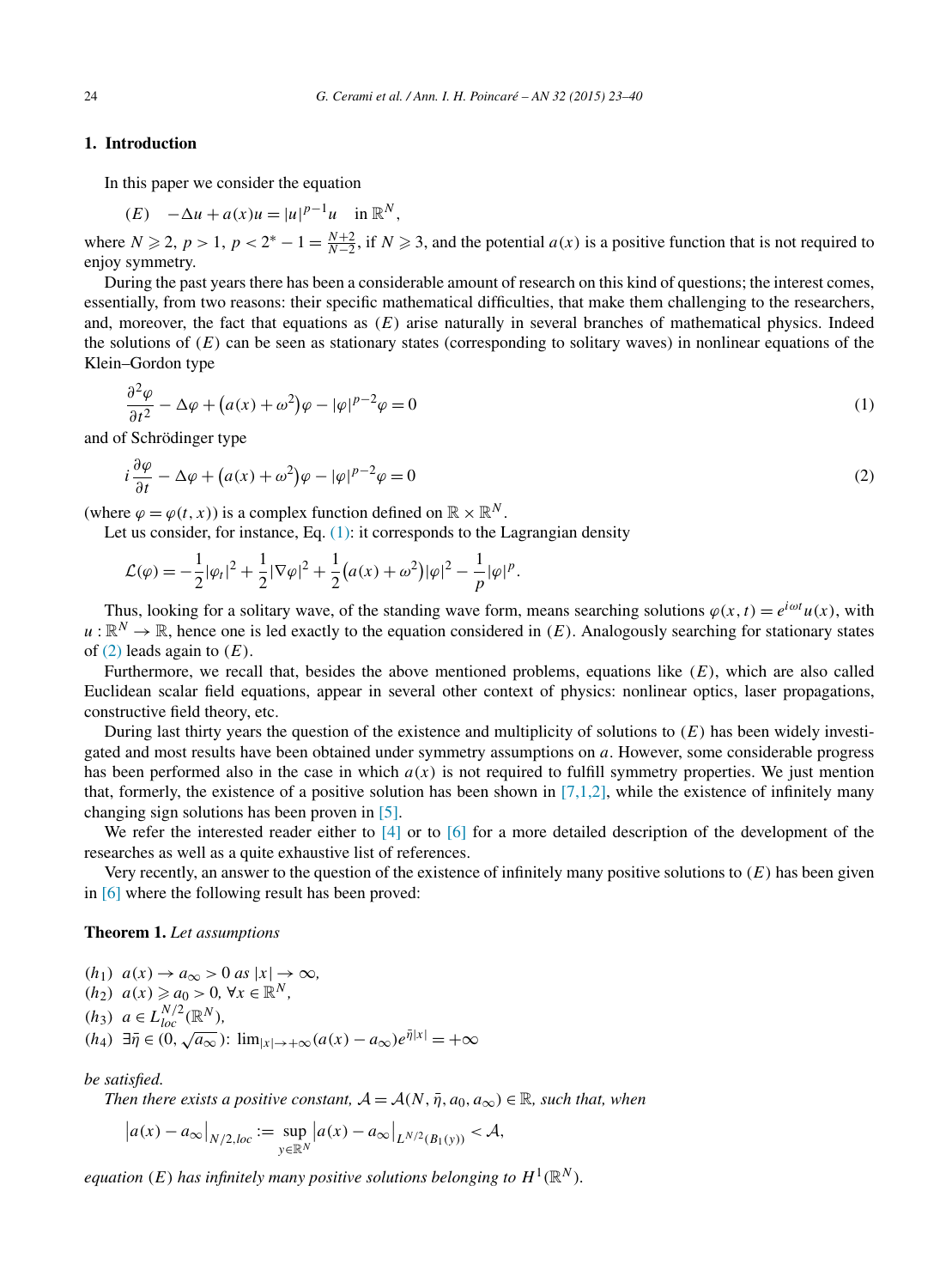## 1. Introduction

In this paper we consider the equation

$$(E) \quad -\Delta u + a(x)u = |u|^{p-1}u \quad \text{in } \mathbb{R}^N,$$

where $N \geqslant 2$, $p > 1$, $p < 2^* - 1 = \frac{N+2}{N-2}$, if $N \geqslant 3$, and the potential $a(x)$ is a positive function that is not required to enjoy symmetry.

During the past years there has been a considerable amount of research on this kind of questions; the interest comes, essentially, from two reasons: their specific mathematical difficulties, that make them challenging to the researchers, and, moreover, the fact that equations as $(E)$ arise naturally in several branches of mathematical physics. Indeed the solutions of $(E)$ can be seen as stationary states (corresponding to solitary waves) in nonlinear equations of the Klein–Gordon type

$$\frac{\partial^2 \varphi}{\partial t^2} - \Delta \varphi + \big(a(x) + \omega^2\big)\varphi - |\varphi|^{p-2}\varphi = 0 \tag{1}$$

and of Schrödinger type

$$i\frac{\partial \varphi}{\partial t} - \Delta \varphi + \big(a(x) + \omega^2\big)\varphi - |\varphi|^{p-2}\varphi = 0 \tag{2}$$

(where $\varphi = \varphi(t,x)$) is a complex function defined on $\mathbb{R} \times \mathbb{R}^N$.

Let us consider, for instance, Eq. (1): it corresponds to the Lagrangian density

$$\mathcal{L}(\varphi) = -\frac{1}{2}|\varphi_t|^2 + \frac{1}{2}|\nabla \varphi|^2 + \frac{1}{2}\big(a(x) + \omega^2\big)|\varphi|^2 - \frac{1}{p}|\varphi|^p.$$

Thus, looking for a solitary wave, of the standing wave form, means searching solutions $\varphi(x,t) = e^{i\omega t}u(x)$, with $u : \mathbb{R}^N \to \mathbb{R}$, hence one is led exactly to the equation considered in $(E)$. Analogously searching for stationary states of (2) leads again to $(E)$.

Furthermore, we recall that, besides the above mentioned problems, equations like $(E)$, which are also called Euclidean scalar field equations, appear in several other context of physics: nonlinear optics, laser propagations, constructive field theory, etc.

During last thirty years the question of the existence and multiplicity of solutions to $(E)$ has been widely investigated and most results have been obtained under symmetry assumptions on $a$. However, some considerable progress has been performed also in the case in which $a(x)$ is not required to fulfill symmetry properties. We just mention that, formerly, the existence of a positive solution has been shown in [7,1,2], while the existence of infinitely many changing sign solutions has been proven in [5].

We refer the interested reader either to [4] or to [6] for a more detailed description of the development of the researches as well as a quite exhaustive list of references.

Very recently, an answer to the question of the existence of infinitely many positive solutions to $(E)$ has been given in [6] where the following result has been proved:

**Theorem 1.** *Let assumptions*

($h_1$) $a(x) \to a_\infty > 0$ *as* $|x| \to \infty$,
($h_2$) $a(x) \geqslant a_0 > 0$, $\forall x \in \mathbb{R}^N$,
($h_3$) $a \in L^{N/2}_{loc}(\mathbb{R}^N)$,
($h_4$) $\exists \bar{\eta} \in (0, \sqrt{a_\infty})$: $\lim_{|x|\to+\infty}(a(x) - a_\infty)e^{\bar{\eta}|x|} = +\infty$

*be satisfied.*

*Then there exists a positive constant, $\mathcal{A} = \mathcal{A}(N, \bar{\eta}, a_0, a_\infty) \in \mathbb{R}$, such that, when*

$$\big|a(x) - a_\infty\big|_{N/2,loc} := \sup_{y \in \mathbb{R}^N} \big|a(x) - a_\infty\big|_{L^{N/2}(B_1(y))} < \mathcal{A},$$

*equation $(E)$ has infinitely many positive solutions belonging to $H^1(\mathbb{R}^N)$.*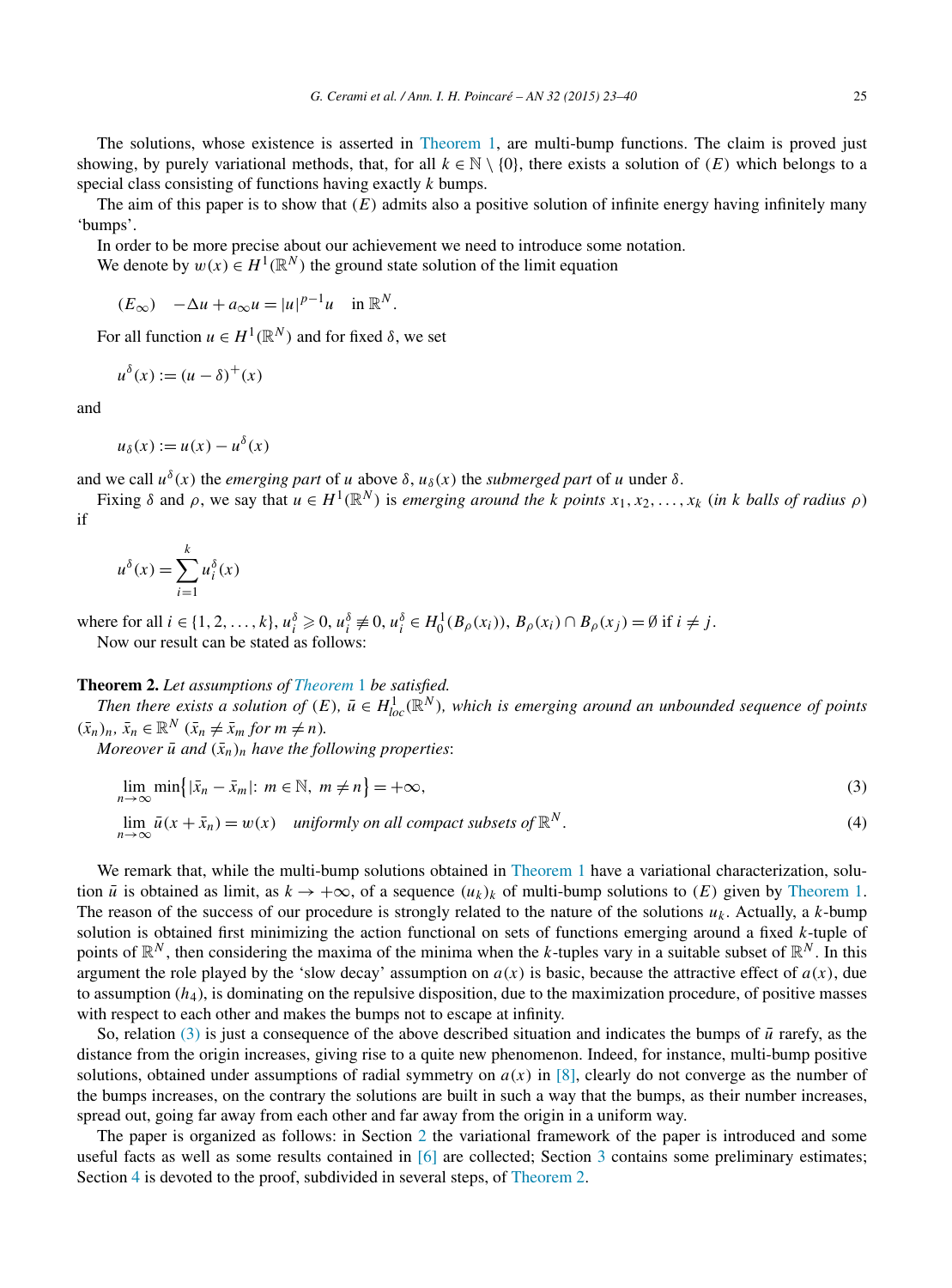The solutions, whose existence is asserted in Theorem 1, are multi-bump functions. The claim is proved just showing, by purely variational methods, that, for all $k \in \mathbb{N} \setminus \{0\}$, there exists a solution of $(E)$ which belongs to a special class consisting of functions having exactly $k$ bumps.

The aim of this paper is to show that $(E)$ admits also a positive solution of infinite energy having infinitely many 'bumps'.

In order to be more precise about our achievement we need to introduce some notation.

We denote by $w(x) \in H^1(\mathbb{R}^N)$ the ground state solution of the limit equation

$$(E_\infty) \quad -\Delta u + a_\infty u = |u|^{p-1}u \quad \text{in } \mathbb{R}^N.$$

For all function $u \in H^1(\mathbb{R}^N)$ and for fixed $\delta$, we set

$$u^\delta(x) := (u - \delta)^+(x)$$

and

$$u_\delta(x) := u(x) - u^\delta(x)$$

and we call $u^\delta(x)$ the *emerging part* of $u$ above $\delta$, $u_\delta(x)$ the *submerged part* of $u$ under $\delta$.

Fixing $\delta$ and $\rho$, we say that $u \in H^1(\mathbb{R}^N)$ is *emerging around the $k$ points $x_1, x_2, \ldots, x_k$ (in $k$ balls of radius $\rho$)* if

$$u^\delta(x) = \sum_{i=1}^{k} u_i^\delta(x)$$

where for all $i \in \{1, 2, \ldots, k\}$, $u_i^\delta \geqslant 0$, $u_i^\delta \not\equiv 0$, $u_i^\delta \in H_0^1(B_\rho(x_i))$, $B_\rho(x_i) \cap B_\rho(x_j) = \emptyset$ if $i \neq j$.

Now our result can be stated as follows:

**Theorem 2.** *Let assumptions of Theorem 1 be satisfied.*

*Then there exists a solution of $(E)$, $\bar{u} \in H^1_{loc}(\mathbb{R}^N)$, which is emerging around an unbounded sequence of points $(\bar{x}_n)_n$, $\bar{x}_n \in \mathbb{R}^N$ ($\bar{x}_n \neq \bar{x}_m$ for $m \neq n$).*

*Moreover $\bar{u}$ and $(\bar{x}_n)_n$ have the following properties:*

$$\lim_{n\to\infty} \min\left\{|\bar{x}_n - \bar{x}_m|:\ m \in \mathbb{N},\ m \neq n\right\} = +\infty, \tag{3}$$

$$\lim_{n\to\infty} \bar{u}(x + \bar{x}_n) = w(x) \quad \text{uniformly on all compact subsets of } \mathbb{R}^N. \tag{4}$$

We remark that, while the multi-bump solutions obtained in Theorem 1 have a variational characterization, solution $\bar{u}$ is obtained as limit, as $k \to +\infty$, of a sequence $(u_k)_k$ of multi-bump solutions to $(E)$ given by Theorem 1. The reason of the success of our procedure is strongly related to the nature of the solutions $u_k$. Actually, a $k$-bump solution is obtained first minimizing the action functional on sets of functions emerging around a fixed $k$-tuple of points of $\mathbb{R}^N$, then considering the maxima of the minima when the $k$-tuples vary in a suitable subset of $\mathbb{R}^N$. In this argument the role played by the 'slow decay' assumption on $a(x)$ is basic, because the attractive effect of $a(x)$, due to assumption $(h_4)$, is dominating on the repulsive disposition, due to the maximization procedure, of positive masses with respect to each other and makes the bumps not to escape at infinity.

So, relation (3) is just a consequence of the above described situation and indicates the bumps of $\bar{u}$ rarefy, as the distance from the origin increases, giving rise to a quite new phenomenon. Indeed, for instance, multi-bump positive solutions, obtained under assumptions of radial symmetry on $a(x)$ in [8], clearly do not converge as the number of the bumps increases, on the contrary the solutions are built in such a way that the bumps, as their number increases, spread out, going far away from each other and far away from the origin in a uniform way.

The paper is organized as follows: in Section 2 the variational framework of the paper is introduced and some useful facts as well as some results contained in [6] are collected; Section 3 contains some preliminary estimates; Section 4 is devoted to the proof, subdivided in several steps, of Theorem 2.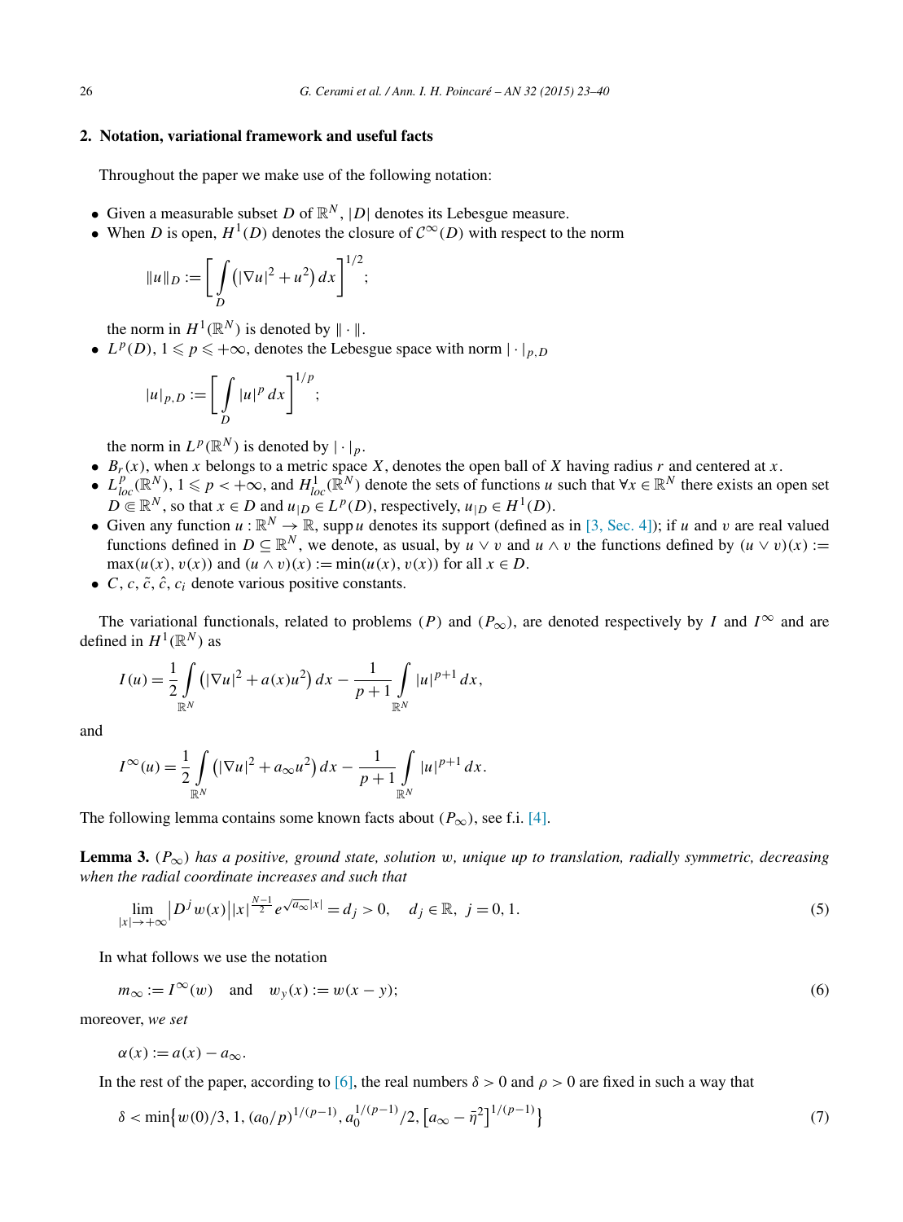## 2. Notation, variational framework and useful facts

Throughout the paper we make use of the following notation:

- Given a measurable subset $D$ of $\mathbb{R}^N$, $|D|$ denotes its Lebesgue measure.
- When $D$ is open, $H^1(D)$ denotes the closure of $\mathcal{C}^\infty(D)$ with respect to the norm

$$\|u\|_D := \left[ \int_D \left( |\nabla u|^2 + u^2 \right) dx \right]^{1/2};$$

  the norm in $H^1(\mathbb{R}^N)$ is denoted by $\|\cdot\|$.
- $L^p(D)$, $1 \leqslant p \leqslant +\infty$, denotes the Lebesgue space with norm $|\cdot|_{p,D}$

$$|u|_{p,D} := \left[ \int_D |u|^p \, dx \right]^{1/p};$$

  the norm in $L^p(\mathbb{R}^N)$ is denoted by $|\cdot|_p$.
- $B_r(x)$, when $x$ belongs to a metric space $X$, denotes the open ball of $X$ having radius $r$ and centered at $x$.
- $L^p_{loc}(\mathbb{R}^N)$, $1 \leqslant p < +\infty$, and $H^1_{loc}(\mathbb{R}^N)$ denote the sets of functions $u$ such that $\forall x \in \mathbb{R}^N$ there exists an open set $D \Subset \mathbb{R}^N$, so that $x \in D$ and $u_{|D} \in L^p(D)$, respectively, $u_{|D} \in H^1(D)$.
- Given any function $u : \mathbb{R}^N \to \mathbb{R}$, $\operatorname{supp} u$ denotes its support (defined as in [3, Sec. 4]); if $u$ and $v$ are real valued functions defined in $D \subseteq \mathbb{R}^N$, we denote, as usual, by $u \vee v$ and $u \wedge v$ the functions defined by $(u \vee v)(x) := \max(u(x), v(x))$ and $(u \wedge v)(x) := \min(u(x), v(x))$ for all $x \in D$.
- $C$, $c$, $\tilde{c}$, $\hat{c}$, $c_i$ denote various positive constants.

The variational functionals, related to problems $(P)$ and $(P_\infty)$, are denoted respectively by $I$ and $I^\infty$ and are defined in $H^1(\mathbb{R}^N)$ as

$$I(u) = \frac{1}{2} \int_{\mathbb{R}^N} \left( |\nabla u|^2 + a(x) u^2 \right) dx - \frac{1}{p+1} \int_{\mathbb{R}^N} |u|^{p+1} \, dx,$$

and

$$I^\infty(u) = \frac{1}{2} \int_{\mathbb{R}^N} \left( |\nabla u|^2 + a_\infty u^2 \right) dx - \frac{1}{p+1} \int_{\mathbb{R}^N} |u|^{p+1} \, dx.$$

The following lemma contains some known facts about $(P_\infty)$, see f.i. [4].

**Lemma 3.** *$(P_\infty)$ has a positive, ground state, solution $w$, unique up to translation, radially symmetric, decreasing when the radial coordinate increases and such that*

$$\lim_{|x| \to +\infty} \left| D^j w(x) \right| |x|^{\frac{N-1}{2}} e^{\sqrt{a_\infty} |x|} = d_j > 0, \quad d_j \in \mathbb{R}, \ j = 0, 1. \tag{5}$$

In what follows we use the notation

$$m_\infty := I^\infty(w) \quad \text{and} \quad w_y(x) := w(x - y); \tag{6}$$

moreover, *we set*

$$\alpha(x) := a(x) - a_\infty.$$

In the rest of the paper, according to [6], the real numbers $\delta > 0$ and $\rho > 0$ are fixed in such a way that

$$\delta < \min\left\{ w(0)/3, 1, (a_0/p)^{1/(p-1)}, a_0^{1/(p-1)}/2, \left[ a_\infty - \bar{\eta}^2 \right]^{1/(p-1)} \right\} \tag{7}$$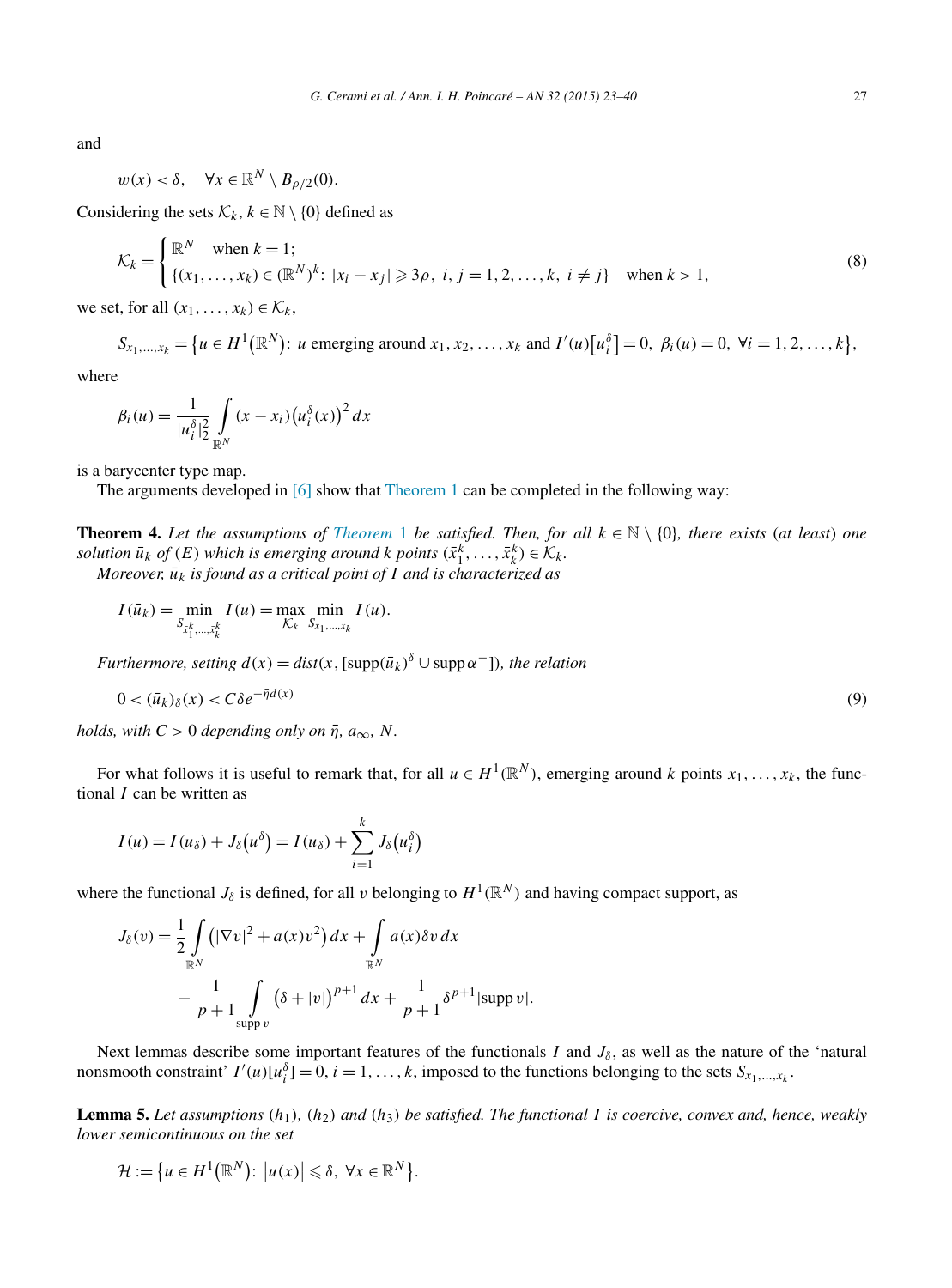and

$$w(x) < \delta, \quad \forall x \in \mathbb{R}^N \setminus B_{\rho/2}(0).$$

Considering the sets $\mathcal{K}_k$, $k \in \mathbb{N} \setminus \{0\}$ defined as

$$\mathcal{K}_k = \begin{cases} \mathbb{R}^N & \text{when } k = 1; \\ \{(x_1, \dots, x_k) \in (\mathbb{R}^N)^k \colon |x_i - x_j| \geqslant 3\rho,\ i, j = 1, 2, \dots, k,\ i \neq j\} & \text{when } k > 1, \end{cases} \tag{8}$$

we set, for all $(x_1, \dots, x_k) \in \mathcal{K}_k$,

$$S_{x_1,\dots,x_k} = \left\{u \in H^1(\mathbb{R}^N)\colon u \text{ emerging around } x_1, x_2, \dots, x_k \text{ and } I'(u)\left[u_i^\delta\right] = 0,\ \beta_i(u) = 0,\ \forall i = 1, 2, \dots, k\right\},$$

where

$$\beta_i(u) = \frac{1}{|u_i^\delta|_2^2} \int_{\mathbb{R}^N} (x - x_i)\left(u_i^\delta(x)\right)^2 dx$$

is a barycenter type map.

The arguments developed in [6] show that Theorem 1 can be completed in the following way:

**Theorem 4.** *Let the assumptions of Theorem 1 be satisfied. Then, for all $k \in \mathbb{N} \setminus \{0\}$, there exists (at least) one solution $\bar{u}_k$ of (E) which is emerging around $k$ points $(\bar{x}_1^k, \dots, \bar{x}_k^k) \in \mathcal{K}_k$.*

*Moreover, $\bar{u}_k$ is found as a critical point of $I$ and is characterized as*

$$I(\bar{u}_k) = \min_{S_{\bar{x}_1^k,\dots,\bar{x}_k^k}} I(u) = \max_{\mathcal{K}_k} \min_{S_{x_1,\dots,x_k}} I(u).$$

*Furthermore, setting $d(x) = dist(x, [\operatorname{supp}(\bar{u}_k)^\delta \cup \operatorname{supp} \alpha^-])$, the relation*

$$0 < (\bar{u}_k)_\delta(x) < C\delta e^{-\bar{\eta} d(x)} \tag{9}$$

*holds, with $C > 0$ depending only on $\bar{\eta}$, $a_\infty$, $N$.*

For what follows it is useful to remark that, for all $u \in H^1(\mathbb{R}^N)$, emerging around $k$ points $x_1, \dots, x_k$, the functional $I$ can be written as

$$I(u) = I(u_\delta) + J_\delta\left(u^\delta\right) = I(u_\delta) + \sum_{i=1}^k J_\delta\left(u_i^\delta\right)$$

where the functional $J_\delta$ is defined, for all $v$ belonging to $H^1(\mathbb{R}^N)$ and having compact support, as

$$\begin{aligned} J_\delta(v) = {} & \frac{1}{2} \int_{\mathbb{R}^N} \left(|\nabla v|^2 + a(x)v^2\right) dx + \int_{\mathbb{R}^N} a(x)\delta v \, dx \\ & - \frac{1}{p+1} \int_{\operatorname{supp} v} \left(\delta + |v|\right)^{p+1} dx + \frac{1}{p+1} \delta^{p+1} |\operatorname{supp} v|. \end{aligned}$$

Next lemmas describe some important features of the functionals $I$ and $J_\delta$, as well as the nature of the 'natural nonsmooth constraint' $I'(u)[u_i^\delta] = 0$, $i = 1, \dots, k$, imposed to the functions belonging to the sets $S_{x_1,\dots,x_k}$.

**Lemma 5.** *Let assumptions $(h_1)$, $(h_2)$ and $(h_3)$ be satisfied. The functional $I$ is coercive, convex and, hence, weakly lower semicontinuous on the set*

$$\mathcal{H} := \left\{u \in H^1(\mathbb{R}^N)\colon \left|u(x)\right| \leqslant \delta,\ \forall x \in \mathbb{R}^N\right\}.$$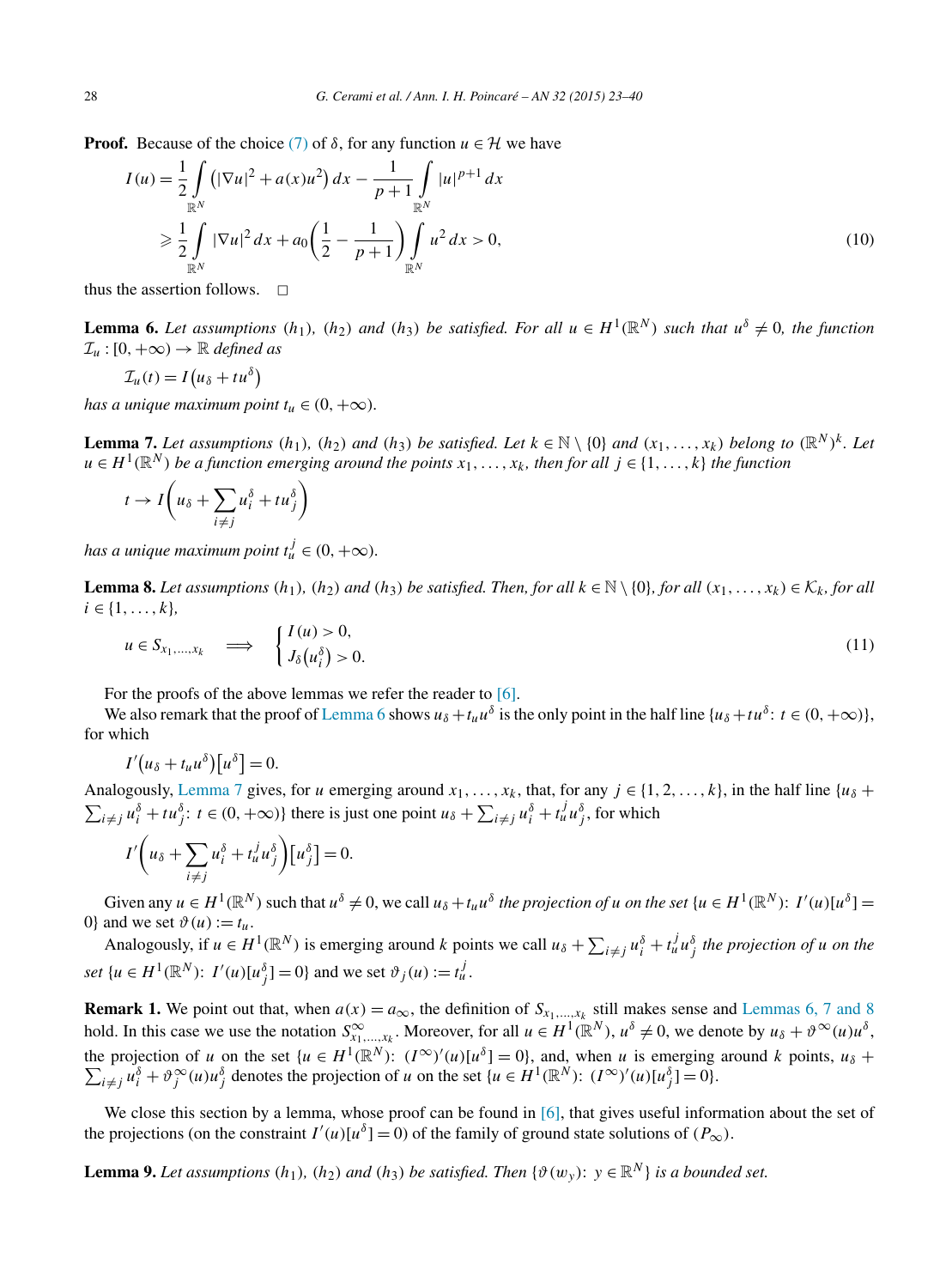**Proof.** Because of the choice (7) of $\delta$, for any function $u \in \mathcal{H}$ we have

$$I(u) = \frac{1}{2}\int_{\mathbb{R}^N} \left(|\nabla u|^2 + a(x)u^2\right) dx - \frac{1}{p+1}\int_{\mathbb{R}^N} |u|^{p+1}\, dx$$
$$\geqslant \frac{1}{2}\int_{\mathbb{R}^N} |\nabla u|^2\, dx + a_0\left(\frac{1}{2} - \frac{1}{p+1}\right)\int_{\mathbb{R}^N} u^2\, dx > 0, \tag{10}$$

thus the assertion follows. □

**Lemma 6.** *Let assumptions* $(h_1)$, $(h_2)$ *and* $(h_3)$ *be satisfied. For all* $u \in H^1(\mathbb{R}^N)$ *such that* $u^\delta \neq 0$, *the function* $\mathcal{I}_u : [0, +\infty) \to \mathbb{R}$ *defined as*

$$\mathcal{I}_u(t) = I\left(u_\delta + t u^\delta\right)$$

*has a unique maximum point* $t_u \in (0, +\infty)$.

**Lemma 7.** *Let assumptions* $(h_1)$, $(h_2)$ *and* $(h_3)$ *be satisfied. Let* $k \in \mathbb{N} \setminus \{0\}$ *and* $(x_1, \dots, x_k)$ *belong to* $(\mathbb{R}^N)^k$. *Let* $u \in H^1(\mathbb{R}^N)$ *be a function emerging around the points* $x_1, \dots, x_k$, *then for all* $j \in \{1, \dots, k\}$ *the function*

$$t \to I\left(u_\delta + \sum_{i \neq j} u_i^\delta + t u_j^\delta\right)$$

*has a unique maximum point* $t_u^j \in (0, +\infty)$.

**Lemma 8.** *Let assumptions* $(h_1)$, $(h_2)$ *and* $(h_3)$ *be satisfied. Then, for all* $k \in \mathbb{N} \setminus \{0\}$, *for all* $(x_1, \dots, x_k) \in \mathcal{K}_k$, *for all* $i \in \{1, \dots, k\}$,

$$u \in S_{x_1,\dots,x_k} \quad \Longrightarrow \quad \begin{cases} I(u) > 0, \\ J_\delta(u_i^\delta) > 0. \end{cases} \tag{11}$$

For the proofs of the above lemmas we refer the reader to [6].

We also remark that the proof of Lemma 6 shows $u_\delta + t_u u^\delta$ is the only point in the half line $\{u_\delta + t u^\delta \colon t \in (0, +\infty)\}$, for which

$$I'\left(u_\delta + t_u u^\delta\right)\left[u^\delta\right] = 0.$$

Analogously, Lemma 7 gives, for $u$ emerging around $x_1, \dots, x_k$, that, for any $j \in \{1, 2, \dots, k\}$, in the half line $\{u_\delta + \sum_{i \neq j} u_i^\delta + t u_j^\delta \colon t \in (0, +\infty)\}$ there is just one point $u_\delta + \sum_{i \neq j} u_i^\delta + t_u^j u_j^\delta$, for which

$$I'\left(u_\delta + \sum_{i \neq j} u_i^\delta + t_u^j u_j^\delta\right)\left[u_j^\delta\right] = 0.$$

Given any $u \in H^1(\mathbb{R}^N)$ such that $u^\delta \neq 0$, we call $u_\delta + t_u u^\delta$ *the projection of* $u$ *on the set* $\{u \in H^1(\mathbb{R}^N) \colon I'(u)[u^\delta] = 0\}$ and we set $\vartheta(u) := t_u$.

Analogously, if $u \in H^1(\mathbb{R}^N)$ is emerging around $k$ points we call $u_\delta + \sum_{i \neq j} u_i^\delta + t_u^j u_j^\delta$ *the projection of* $u$ *on the set* $\{u \in H^1(\mathbb{R}^N) \colon I'(u)[u_j^\delta] = 0\}$ and we set $\vartheta_j(u) := t_u^j$.

**Remark 1.** We point out that, when $a(x) = a_\infty$, the definition of $S_{x_1,\dots,x_k}$ still makes sense and Lemmas 6, 7 and 8 hold. In this case we use the notation $S^\infty_{x_1,\dots,x_k}$. Moreover, for all $u \in H^1(\mathbb{R}^N)$, $u^\delta \neq 0$, we denote by $u_\delta + \vartheta^\infty(u) u^\delta$, the projection of $u$ on the set $\{u \in H^1(\mathbb{R}^N) \colon (I^\infty)'(u)[u^\delta] = 0\}$, and, when $u$ is emerging around $k$ points, $u_\delta + \sum_{i \neq j} u_i^\delta + \vartheta_j^\infty(u) u_j^\delta$ denotes the projection of $u$ on the set $\{u \in H^1(\mathbb{R}^N) \colon (I^\infty)'(u)[u_j^\delta] = 0\}$.

We close this section by a lemma, whose proof can be found in [6], that gives useful information about the set of the projections (on the constraint $I'(u)[u^\delta] = 0$) of the family of ground state solutions of $(P_\infty)$.

**Lemma 9.** *Let assumptions* $(h_1)$, $(h_2)$ *and* $(h_3)$ *be satisfied. Then* $\{\vartheta(w_y) \colon y \in \mathbb{R}^N\}$ *is a bounded set.*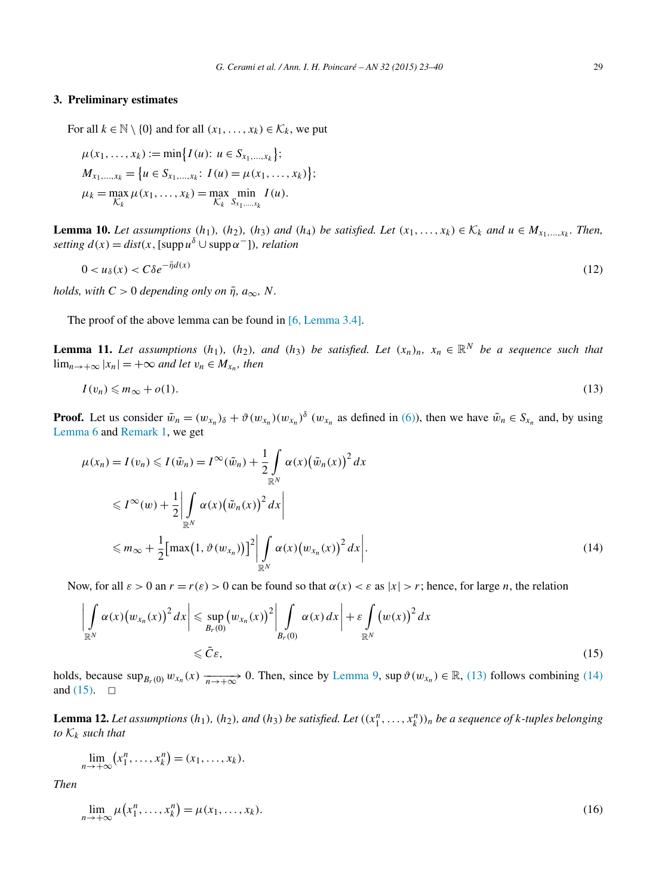## 3. Preliminary estimates

For all $k \in \mathbb{N} \setminus \{0\}$ and for all $(x_1, \dots, x_k) \in \mathcal{K}_k$, we put

$$\mu(x_1, \dots, x_k) := \min\{I(u) \colon u \in S_{x_1,\dots,x_k}\};$$
$$M_{x_1,\dots,x_k} = \{u \in S_{x_1,\dots,x_k} \colon I(u) = \mu(x_1, \dots, x_k)\};$$
$$\mu_k = \max_{\mathcal{K}_k} \mu(x_1, \dots, x_k) = \max_{\mathcal{K}_k} \min_{S_{x_1,\dots,x_k}} I(u).$$

**Lemma 10.** *Let assumptions* $(h_1)$*,* $(h_2)$*,* $(h_3)$ *and* $(h_4)$ *be satisfied. Let* $(x_1, \dots, x_k) \in \mathcal{K}_k$ *and* $u \in M_{x_1,\dots,x_k}$*. Then, setting* $d(x) = dist(x, [\operatorname{supp} u^\delta \cup \operatorname{supp} \alpha^-])$*, relation*

$$0 < u_\delta(x) < C\delta e^{-\bar{\eta} d(x)} \tag{12}$$

*holds, with* $C > 0$ *depending only on* $\bar{\eta}$*,* $a_\infty$*,* $N$*.*

The proof of the above lemma can be found in [6, Lemma 3.4].

**Lemma 11.** *Let assumptions* $(h_1)$*,* $(h_2)$*, and* $(h_3)$ *be satisfied. Let* $(x_n)_n$*,* $x_n \in \mathbb{R}^N$ *be a sequence such that* $\lim_{n\to+\infty} |x_n| = +\infty$ *and let* $v_n \in M_{x_n}$*, then*

$$I(v_n) \leqslant m_\infty + o(1). \tag{13}$$

**Proof.** Let us consider $\tilde{w}_n = (w_{x_n})_\delta + \vartheta(w_{x_n})(w_{x_n})^\delta$ ($w_{x_n}$ as defined in (6)), then we have $\tilde{w}_n \in S_{x_n}$ and, by using Lemma 6 and Remark 1, we get

$$\begin{aligned}
\mu(x_n) = I(v_n) \leqslant I(\tilde{w}_n) &= I^\infty(\tilde{w}_n) + \frac{1}{2}\int_{\mathbb{R}^N} \alpha(x)\big(\tilde{w}_n(x)\big)^2\,dx \\
&\leqslant I^\infty(w) + \frac{1}{2}\left|\int_{\mathbb{R}^N} \alpha(x)\big(\tilde{w}_n(x)\big)^2\,dx\right| \\
&\leqslant m_\infty + \frac{1}{2}\big[\max\big(1, \vartheta(w_{x_n})\big)\big]^2\left|\int_{\mathbb{R}^N} \alpha(x)\big(w_{x_n}(x)\big)^2\,dx\right|.
\end{aligned} \tag{14}$$

Now, for all $\varepsilon > 0$ an $r = r(\varepsilon) > 0$ can be found so that $\alpha(x) < \varepsilon$ as $|x| > r$; hence, for large $n$, the relation

$$\begin{aligned}
\left|\int_{\mathbb{R}^N} \alpha(x)\big(w_{x_n}(x)\big)^2\,dx\right| &\leqslant \sup_{B_r(0)}\big(w_{x_n}(x)\big)^2\left|\int_{B_r(0)} \alpha(x)\,dx\right| + \varepsilon\int_{\mathbb{R}^N}\big(w(x)\big)^2\,dx \\
&\leqslant \bar{C}\varepsilon,
\end{aligned} \tag{15}$$

holds, because $\sup_{B_r(0)} w_{x_n}(x) \xrightarrow[n\to+\infty]{} 0$. Then, since by Lemma 9, $\sup \vartheta(w_{x_n}) \in \mathbb{R}$, (13) follows combining (14) and (15). $\square$

**Lemma 12.** *Let assumptions* $(h_1)$*,* $(h_2)$*, and* $(h_3)$ *be satisfied. Let* $((x_1^n, \dots, x_k^n))_n$ *be a sequence of* $k$*-tuples belonging to* $\mathcal{K}_k$ *such that*

$$\lim_{n\to+\infty}\big(x_1^n, \dots, x_k^n\big) = (x_1, \dots, x_k).$$

*Then*

$$\lim_{n\to+\infty} \mu\big(x_1^n, \dots, x_k^n\big) = \mu(x_1, \dots, x_k). \tag{16}$$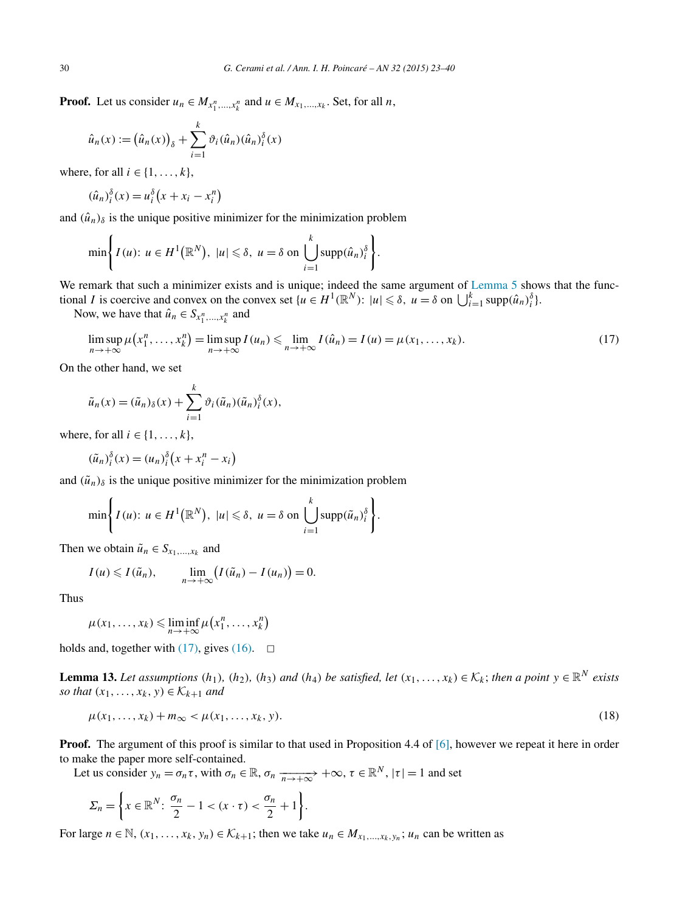**Proof.** Let us consider $u_n \in M_{x_1^n,\dots,x_k^n}$ and $u \in M_{x_1,\dots,x_k}$. Set, for all $n$,

$$\hat{u}_n(x) := \big(\hat{u}_n(x)\big)_\delta + \sum_{i=1}^{k} \vartheta_i(\hat{u}_n)(\hat{u}_n)_i^\delta(x)$$

where, for all $i \in \{1,\dots,k\}$,

$$(\hat{u}_n)_i^\delta(x) = u_i^\delta\big(x + x_i - x_i^n\big)$$

and $(\hat{u}_n)_\delta$ is the unique positive minimizer for the minimization problem

$$\min\left\{ I(u):\ u \in H^1\big(\mathbb{R}^N\big),\ |u| \leqslant \delta,\ u = \delta \text{ on } \bigcup_{i=1}^{k} \operatorname{supp}(\hat{u}_n)_i^\delta \right\}.$$

We remark that such a minimizer exists and is unique; indeed the same argument of Lemma 5 shows that the functional $I$ is coercive and convex on the convex set $\{u \in H^1(\mathbb{R}^N):\ |u| \leqslant \delta,\ u = \delta \text{ on } \bigcup_{i=1}^{k} \operatorname{supp}(\hat{u}_n)_i^\delta\}$.

Now, we have that $\hat{u}_n \in S_{x_1^n,\dots,x_k^n}$ and

$$\limsup_{n\to+\infty} \mu\big(x_1^n,\dots,x_k^n\big) = \limsup_{n\to+\infty} I(u_n) \leqslant \lim_{n\to+\infty} I(\hat{u}_n) = I(u) = \mu(x_1,\dots,x_k). \tag{17}$$

On the other hand, we set

$$\tilde{u}_n(x) = (\tilde{u}_n)_\delta(x) + \sum_{i=1}^{k} \vartheta_i(\tilde{u}_n)(\tilde{u}_n)_i^\delta(x),$$

where, for all $i \in \{1,\dots,k\}$,

$$(\tilde{u}_n)_i^\delta(x) = (u_n)_i^\delta\big(x + x_i^n - x_i\big)$$

and $(\tilde{u}_n)_\delta$ is the unique positive minimizer for the minimization problem

$$\min\left\{ I(u):\ u \in H^1\big(\mathbb{R}^N\big),\ |u| \leqslant \delta,\ u = \delta \text{ on } \bigcup_{i=1}^{k} \operatorname{supp}(\tilde{u}_n)_i^\delta \right\}.$$

Then we obtain $\tilde{u}_n \in S_{x_1,\dots,x_k}$ and

$$I(u) \leqslant I(\tilde{u}_n), \qquad \lim_{n\to+\infty}\big(I(\tilde{u}_n) - I(u_n)\big) = 0.$$

Thus

$$\mu(x_1,\dots,x_k) \leqslant \liminf_{n\to+\infty} \mu\big(x_1^n,\dots,x_k^n\big)$$

holds and, together with (17), gives (16). $\square$

**Lemma 13.** *Let assumptions $(h_1)$, $(h_2)$, $(h_3)$ and $(h_4)$ be satisfied, let $(x_1,\dots,x_k) \in \mathcal{K}_k$; then a point $y \in \mathbb{R}^N$ exists so that $(x_1,\dots,x_k,y) \in \mathcal{K}_{k+1}$ and*

$$\mu(x_1,\dots,x_k) + m_\infty < \mu(x_1,\dots,x_k,y). \tag{18}$$

**Proof.** The argument of this proof is similar to that used in Proposition 4.4 of [6], however we repeat it here in order to make the paper more self-contained.

Let us consider $y_n = \sigma_n \tau$, with $\sigma_n \in \mathbb{R}$, $\sigma_n \xrightarrow[n\to+\infty]{} +\infty$, $\tau \in \mathbb{R}^N$, $|\tau| = 1$ and set

$$\Sigma_n = \left\{ x \in \mathbb{R}^N:\ \frac{\sigma_n}{2} - 1 < (x \cdot \tau) < \frac{\sigma_n}{2} + 1 \right\}.$$

For large $n \in \mathbb{N}$, $(x_1,\dots,x_k,y_n) \in \mathcal{K}_{k+1}$; then we take $u_n \in M_{x_1,\dots,x_k,y_n}$; $u_n$ can be written as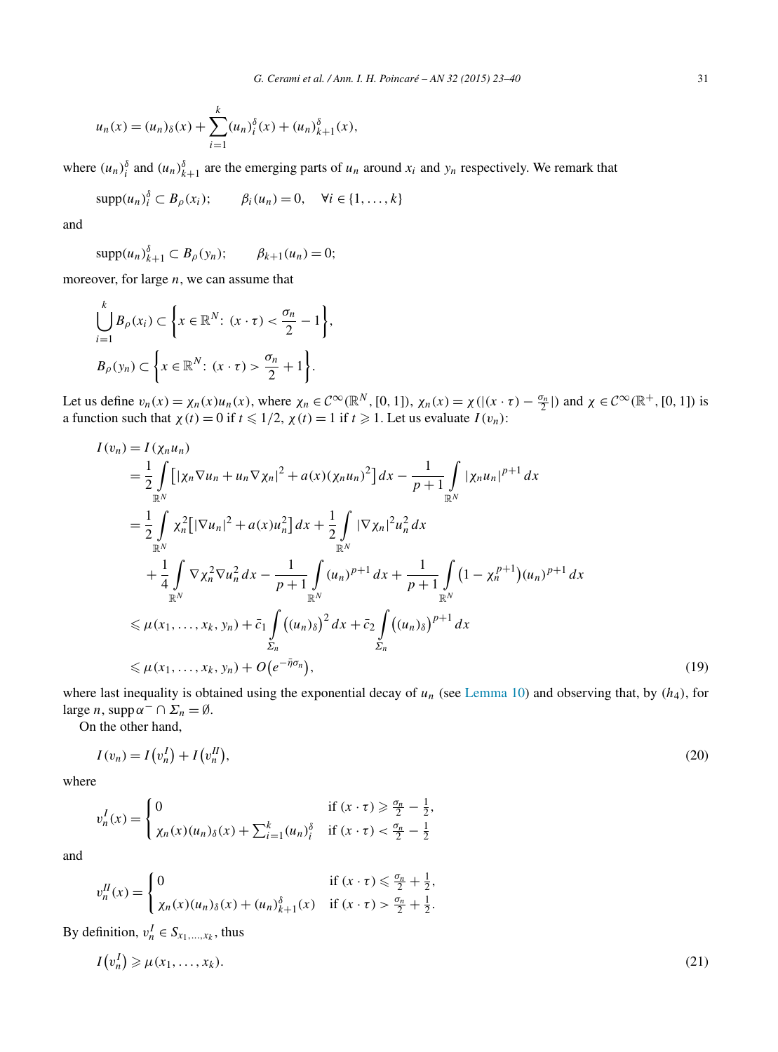$$u_n(x) = (u_n)_\delta(x) + \sum_{i=1}^{k} (u_n)_i^\delta(x) + (u_n)_{k+1}^\delta(x),$$

where $(u_n)_i^\delta$ and $(u_n)_{k+1}^\delta$ are the emerging parts of $u_n$ around $x_i$ and $y_n$ respectively. We remark that

$$\operatorname{supp}(u_n)_i^\delta \subset B_\rho(x_i); \qquad \beta_i(u_n) = 0, \quad \forall i \in \{1, \dots, k\}$$

and

$$\operatorname{supp}(u_n)_{k+1}^\delta \subset B_\rho(y_n); \qquad \beta_{k+1}(u_n) = 0;$$

moreover, for large $n$, we can assume that

$$\bigcup_{i=1}^{k} B_\rho(x_i) \subset \left\{ x \in \mathbb{R}^N \colon (x \cdot \tau) < \frac{\sigma_n}{2} - 1 \right\},$$

$$B_\rho(y_n) \subset \left\{ x \in \mathbb{R}^N \colon (x \cdot \tau) > \frac{\sigma_n}{2} + 1 \right\}.$$

Let us define $v_n(x) = \chi_n(x) u_n(x)$, where $\chi_n \in \mathcal{C}^\infty(\mathbb{R}^N, [0,1])$, $\chi_n(x) = \chi(|(x \cdot \tau) - \frac{\sigma_n}{2}|)$ and $\chi \in \mathcal{C}^\infty(\mathbb{R}^+, [0,1])$ is a function such that $\chi(t) = 0$ if $t \leqslant 1/2$, $\chi(t) = 1$ if $t \geqslant 1$. Let us evaluate $I(v_n)$:

$$\begin{aligned}
I(v_n) &= I(\chi_n u_n) \\
&= \frac{1}{2} \int_{\mathbb{R}^N} \left[ |\chi_n \nabla u_n + u_n \nabla \chi_n|^2 + a(x)(\chi_n u_n)^2 \right] dx - \frac{1}{p+1} \int_{\mathbb{R}^N} |\chi_n u_n|^{p+1} \, dx \\
&= \frac{1}{2} \int_{\mathbb{R}^N} \chi_n^2 \left[ |\nabla u_n|^2 + a(x) u_n^2 \right] dx + \frac{1}{2} \int_{\mathbb{R}^N} |\nabla \chi_n|^2 u_n^2 \, dx \\
&\quad + \frac{1}{4} \int_{\mathbb{R}^N} \nabla \chi_n^2 \nabla u_n^2 \, dx - \frac{1}{p+1} \int_{\mathbb{R}^N} (u_n)^{p+1} \, dx + \frac{1}{p+1} \int_{\mathbb{R}^N} \left(1 - \chi_n^{p+1}\right) (u_n)^{p+1} \, dx \\
&\leqslant \mu(x_1, \dots, x_k, y_n) + \bar{c}_1 \int_{\Sigma_n} \left((u_n)_\delta\right)^2 dx + \bar{c}_2 \int_{\Sigma_n} \left((u_n)_\delta\right)^{p+1} dx \\
&\leqslant \mu(x_1, \dots, x_k, y_n) + O\left(e^{-\bar{\eta}\sigma_n}\right),
\end{aligned} \tag{19}$$

where last inequality is obtained using the exponential decay of $u_n$ (see Lemma 10) and observing that, by $(h_4)$, for large $n$, $\operatorname{supp} \alpha^- \cap \Sigma_n = \emptyset$.

On the other hand,

$$I(v_n) = I\left(v_n^I\right) + I\left(v_n^{II}\right), \tag{20}$$

where

$$v_n^I(x) = \begin{cases} 0 & \text{if } (x \cdot \tau) \geqslant \frac{\sigma_n}{2} - \frac{1}{2}, \\ \chi_n(x)(u_n)_\delta(x) + \sum_{i=1}^{k} (u_n)_i^\delta & \text{if } (x \cdot \tau) < \frac{\sigma_n}{2} - \frac{1}{2} \end{cases}$$

and

$$v_n^{II}(x) = \begin{cases} 0 & \text{if } (x \cdot \tau) \leqslant \frac{\sigma_n}{2} + \frac{1}{2}, \\ \chi_n(x)(u_n)_\delta(x) + (u_n)_{k+1}^\delta(x) & \text{if } (x \cdot \tau) > \frac{\sigma_n}{2} + \frac{1}{2}. \end{cases}$$

By definition, $v_n^I \in S_{x_1,\dots,x_k}$, thus

$$I\left(v_n^I\right) \geqslant \mu(x_1, \dots, x_k). \tag{21}$$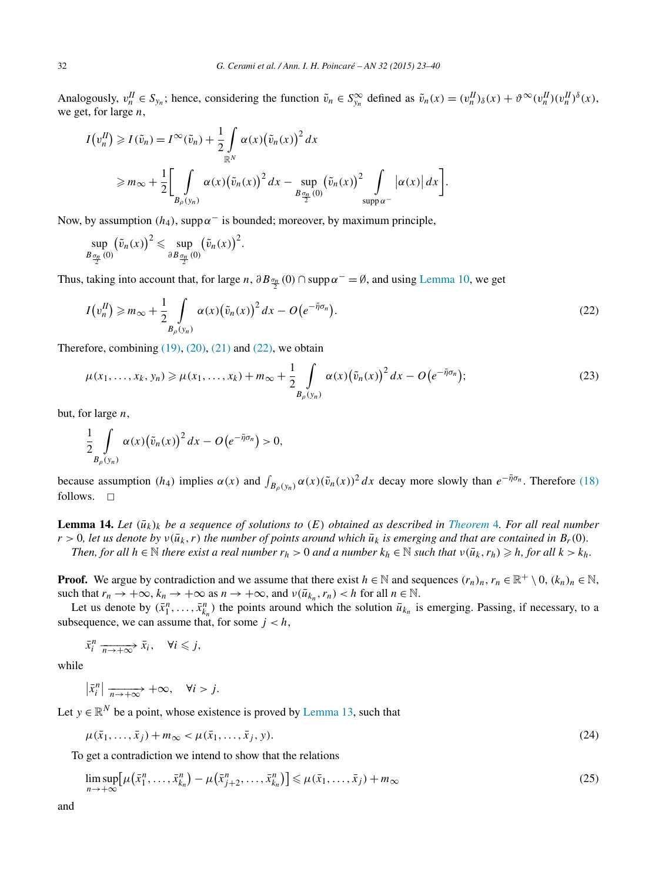Analogously, $v_n^{II} \in S_{y_n}$; hence, considering the function $\tilde{v}_n \in S_{y_n}^{\infty}$ defined as $\tilde{v}_n(x) = (v_n^{II})_\delta(x) + \vartheta^\infty(v_n^{II})(v_n^{II})^\delta(x)$, we get, for large $n$,

$$
\begin{aligned}
I(v_n^{II}) &\geqslant I(\tilde{v}_n) = I^\infty(\tilde{v}_n) + \frac{1}{2}\int_{\mathbb{R}^N} \alpha(x)\big(\tilde{v}_n(x)\big)^2\,dx \\
&\geqslant m_\infty + \frac{1}{2}\bigg[\int_{B_\rho(y_n)} \alpha(x)\big(\tilde{v}_n(x)\big)^2\,dx - \sup_{B_{\frac{\sigma_n}{2}}(0)}\big(\tilde{v}_n(x)\big)^2 \int_{\operatorname{supp}\alpha^-} \big|\alpha(x)\big|\,dx\bigg].
\end{aligned}
$$

Now, by assumption $(h_4)$, $\operatorname{supp}\alpha^-$ is bounded; moreover, by maximum principle,

$$
\sup_{B_{\frac{\sigma_n}{2}}(0)}\big(\tilde{v}_n(x)\big)^2 \leqslant \sup_{\partial B_{\frac{\sigma_n}{2}}(0)}\big(\tilde{v}_n(x)\big)^2.
$$

Thus, taking into account that, for large $n$, $\partial B_{\frac{\sigma_n}{2}}(0) \cap \operatorname{supp}\alpha^- = \emptyset$, and using Lemma 10, we get

$$
I(v_n^{II}) \geqslant m_\infty + \frac{1}{2}\int_{B_\rho(y_n)} \alpha(x)\big(\tilde{v}_n(x)\big)^2\,dx - O\big(e^{-\bar{\eta}\sigma_n}\big). \tag{22}
$$

Therefore, combining (19), (20), (21) and (22), we obtain

$$
\mu(x_1,\dots,x_k,y_n) \geqslant \mu(x_1,\dots,x_k) + m_\infty + \frac{1}{2}\int_{B_\rho(y_n)} \alpha(x)\big(\tilde{v}_n(x)\big)^2\,dx - O\big(e^{-\bar{\eta}\sigma_n}\big); \tag{23}
$$

but, for large $n$,

$$
\frac{1}{2}\int_{B_\rho(y_n)} \alpha(x)\big(\tilde{v}_n(x)\big)^2\,dx - O\big(e^{-\bar{\eta}\sigma_n}\big) > 0,
$$

because assumption $(h_4)$ implies $\alpha(x)$ and $\int_{B_\rho(y_n)} \alpha(x)(\tilde{v}_n(x))^2\,dx$ decay more slowly than $e^{-\bar{\eta}\sigma_n}$. Therefore (18) follows. $\square$

**Lemma 14.** *Let $(\bar{u}_k)_k$ be a sequence of solutions to $(E)$ obtained as described in Theorem 4. For all real number $r > 0$, let us denote by $\nu(\bar{u}_k, r)$ the number of points around which $\bar{u}_k$ is emerging and that are contained in $B_r(0)$.*

*Then, for all $h \in \mathbb{N}$ there exist a real number $r_h > 0$ and a number $k_h \in \mathbb{N}$ such that $\nu(\bar{u}_k, r_h) \geqslant h$, for all $k > k_h$.*

**Proof.** We argue by contradiction and we assume that there exist $h \in \mathbb{N}$ and sequences $(r_n)_n$, $r_n \in \mathbb{R}^+ \setminus 0$, $(k_n)_n \in \mathbb{N}$, such that $r_n \to +\infty$, $k_n \to +\infty$ as $n \to +\infty$, and $\nu(\bar{u}_{k_n}, r_n) < h$ for all $n \in \mathbb{N}$.

Let us denote by $(\bar{x}_1^n, \dots, \bar{x}_{k_n}^n)$ the points around which the solution $\bar{u}_{k_n}$ is emerging. Passing, if necessary, to a subsequence, we can assume that, for some $j < h$,

$$
\bar{x}_i^n \xrightarrow[n\to+\infty]{} \bar{x}_i, \quad \forall i \leqslant j,
$$

while

$$
\big|\bar{x}_i^n\big| \xrightarrow[n\to+\infty]{} +\infty, \quad \forall i > j.
$$

Let $y \in \mathbb{R}^N$ be a point, whose existence is proved by Lemma 13, such that

$$
\mu(\bar{x}_1,\dots,\bar{x}_j) + m_\infty < \mu(\bar{x}_1,\dots,\bar{x}_j,y). \tag{24}
$$

To get a contradiction we intend to show that the relations

$$
\limsup_{n\to+\infty}\big[\mu\big(\bar{x}_1^n,\dots,\bar{x}_{k_n}^n\big) - \mu\big(\bar{x}_{j+2}^n,\dots,\bar{x}_{k_n}^n\big)\big] \leqslant \mu(\bar{x}_1,\dots,\bar{x}_j) + m_\infty \tag{25}
$$

and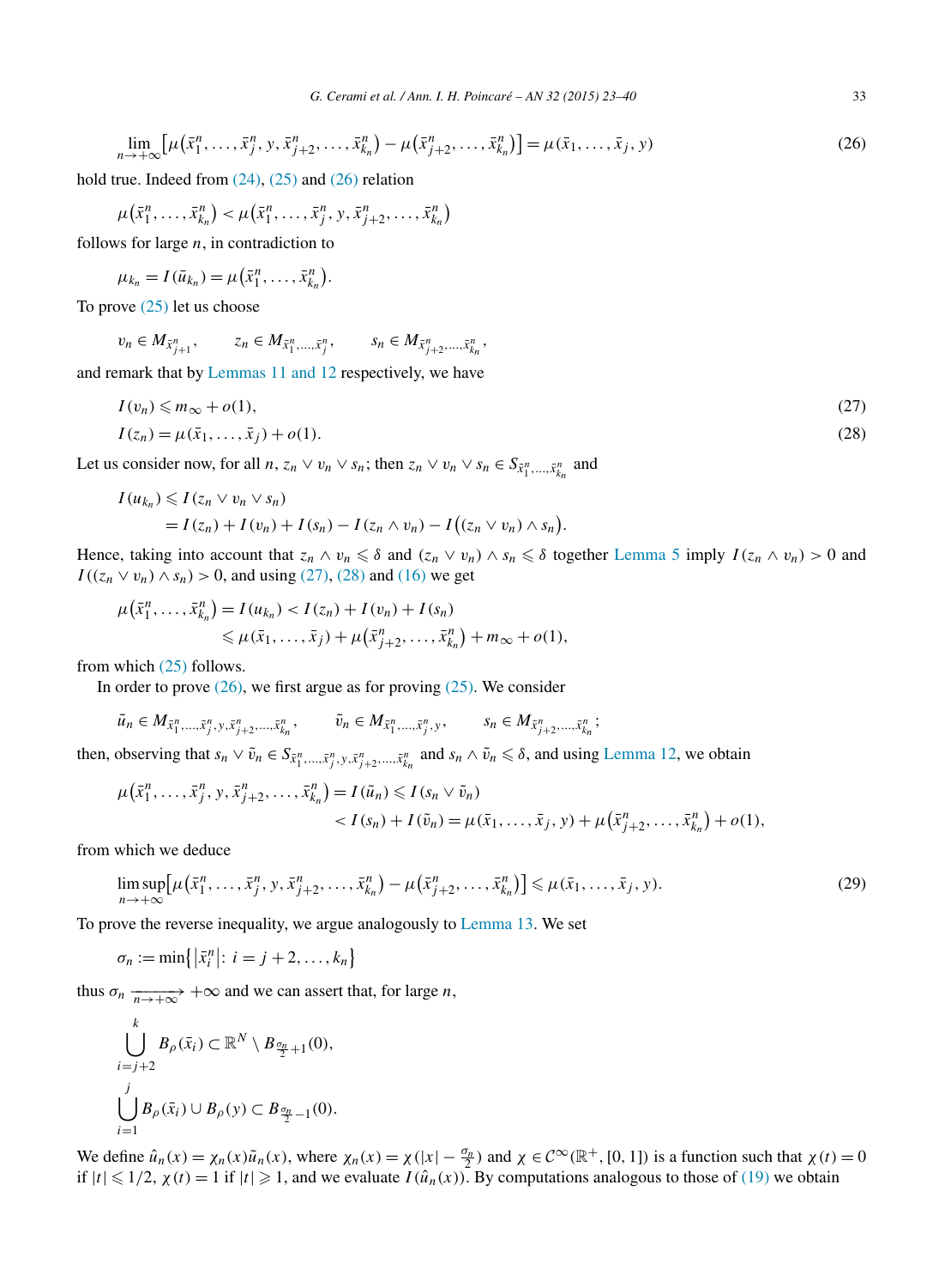$$\lim_{n\to+\infty}\left[\mu\left(\bar{x}_1^n,\ldots,\bar{x}_j^n,y,\bar{x}_{j+2}^n,\ldots,\bar{x}_{k_n}^n\right)-\mu\left(\bar{x}_{j+2}^n,\ldots,\bar{x}_{k_n}^n\right)\right]=\mu(\bar{x}_1,\ldots,\bar{x}_j,y) \tag{26}$$

hold true. Indeed from (24), (25) and (26) relation

$$\mu\left(\bar{x}_1^n,\ldots,\bar{x}_{k_n}^n\right)<\mu\left(\bar{x}_1^n,\ldots,\bar{x}_j^n,y,\bar{x}_{j+2}^n,\ldots,\bar{x}_{k_n}^n\right)$$

follows for large $n$, in contradiction to

$$\mu_{k_n}=I(\bar{u}_{k_n})=\mu\left(\bar{x}_1^n,\ldots,\bar{x}_{k_n}^n\right).$$

To prove (25) let us choose

$$v_n\in M_{\bar{x}_{j+1}^n},\qquad z_n\in M_{\bar{x}_1^n,\ldots,\bar{x}_j^n},\qquad s_n\in M_{\bar{x}_{j+2}^n,\ldots,\bar{x}_{k_n}^n},$$

and remark that by Lemmas 11 and 12 respectively, we have

$$I(v_n)\leqslant m_\infty+o(1), \tag{27}$$

$$I(z_n)=\mu(\bar{x}_1,\ldots,\bar{x}_j)+o(1). \tag{28}$$

Let us consider now, for all $n$, $z_n\vee v_n\vee s_n$; then $z_n\vee v_n\vee s_n\in S_{\bar{x}_1^n,\ldots,\bar{x}_{k_n}^n}$ and

$$\begin{aligned}I(u_{k_n})&\leqslant I(z_n\vee v_n\vee s_n)\\&=I(z_n)+I(v_n)+I(s_n)-I(z_n\wedge v_n)-I\big((z_n\vee v_n)\wedge s_n\big).\end{aligned}$$

Hence, taking into account that $z_n\wedge v_n\leqslant\delta$ and $(z_n\vee v_n)\wedge s_n\leqslant\delta$ together Lemma 5 imply $I(z_n\wedge v_n)>0$ and $I((z_n\vee v_n)\wedge s_n)>0$, and using (27), (28) and (16) we get

$$\begin{aligned}\mu\left(\bar{x}_1^n,\ldots,\bar{x}_{k_n}^n\right)=I(u_{k_n})&<I(z_n)+I(v_n)+I(s_n)\\&\leqslant\mu(\bar{x}_1,\ldots,\bar{x}_j)+\mu\left(\bar{x}_{j+2}^n,\ldots,\bar{x}_{k_n}^n\right)+m_\infty+o(1),\end{aligned}$$

from which (25) follows.

In order to prove (26), we first argue as for proving (25). We consider

$$\tilde{u}_n\in M_{\bar{x}_1^n,\ldots,\bar{x}_j^n,y,\bar{x}_{j+2}^n,\ldots,\bar{x}_{k_n}^n},\qquad \tilde{v}_n\in M_{\bar{x}_1^n,\ldots,\bar{x}_j^n,y},\qquad s_n\in M_{\bar{x}_{j+2}^n,\ldots,\bar{x}_{k_n}^n};$$

then, observing that $s_n\vee\tilde{v}_n\in S_{\bar{x}_1^n,\ldots,\bar{x}_j^n,y,\bar{x}_{j+2}^n,\ldots,\bar{x}_{k_n}^n}$ and $s_n\wedge\tilde{v}_n\leqslant\delta$, and using Lemma 12, we obtain

$$\begin{aligned}\mu\left(\bar{x}_1^n,\ldots,\bar{x}_j^n,y,\bar{x}_{j+2}^n,\ldots,\bar{x}_{k_n}^n\right)&=I(\tilde{u}_n)\leqslant I(s_n\vee\tilde{v}_n)\\&<I(s_n)+I(\tilde{v}_n)=\mu(\bar{x}_1,\ldots,\bar{x}_j,y)+\mu\left(\bar{x}_{j+2}^n,\ldots,\bar{x}_{k_n}^n\right)+o(1),\end{aligned}$$

from which we deduce

$$\limsup_{n\to+\infty}\left[\mu\left(\bar{x}_1^n,\ldots,\bar{x}_j^n,y,\bar{x}_{j+2}^n,\ldots,\bar{x}_{k_n}^n\right)-\mu\left(\bar{x}_{j+2}^n,\ldots,\bar{x}_{k_n}^n\right)\right]\leqslant\mu(\bar{x}_1,\ldots,\bar{x}_j,y). \tag{29}$$

To prove the reverse inequality, we argue analogously to Lemma 13. We set

$$\sigma_n:=\min\left\{\left|\bar{x}_i^n\right|:\ i=j+2,\ldots,k_n\right\}$$

thus $\sigma_n\xrightarrow[n\to+\infty]{}+\infty$ and we can assert that, for large $n$,

$$\bigcup_{i=j+2}^{k}B_\rho(\bar{x}_i)\subset\mathbb{R}^N\setminus B_{\frac{\sigma_n}{2}+1}(0),$$

$$\bigcup_{i=1}^{j}B_\rho(\bar{x}_i)\cup B_\rho(y)\subset B_{\frac{\sigma_n}{2}-1}(0).$$

We define $\hat{u}_n(x)=\chi_n(x)\tilde{u}_n(x)$, where $\chi_n(x)=\chi(|x|-\frac{\sigma_n}{2})$ and $\chi\in\mathcal{C}^\infty(\mathbb{R}^+,[0,1])$ is a function such that $\chi(t)=0$ if $|t|\leqslant 1/2$, $\chi(t)=1$ if $|t|\geqslant 1$, and we evaluate $I(\hat{u}_n(x))$. By computations analogous to those of (19) we obtain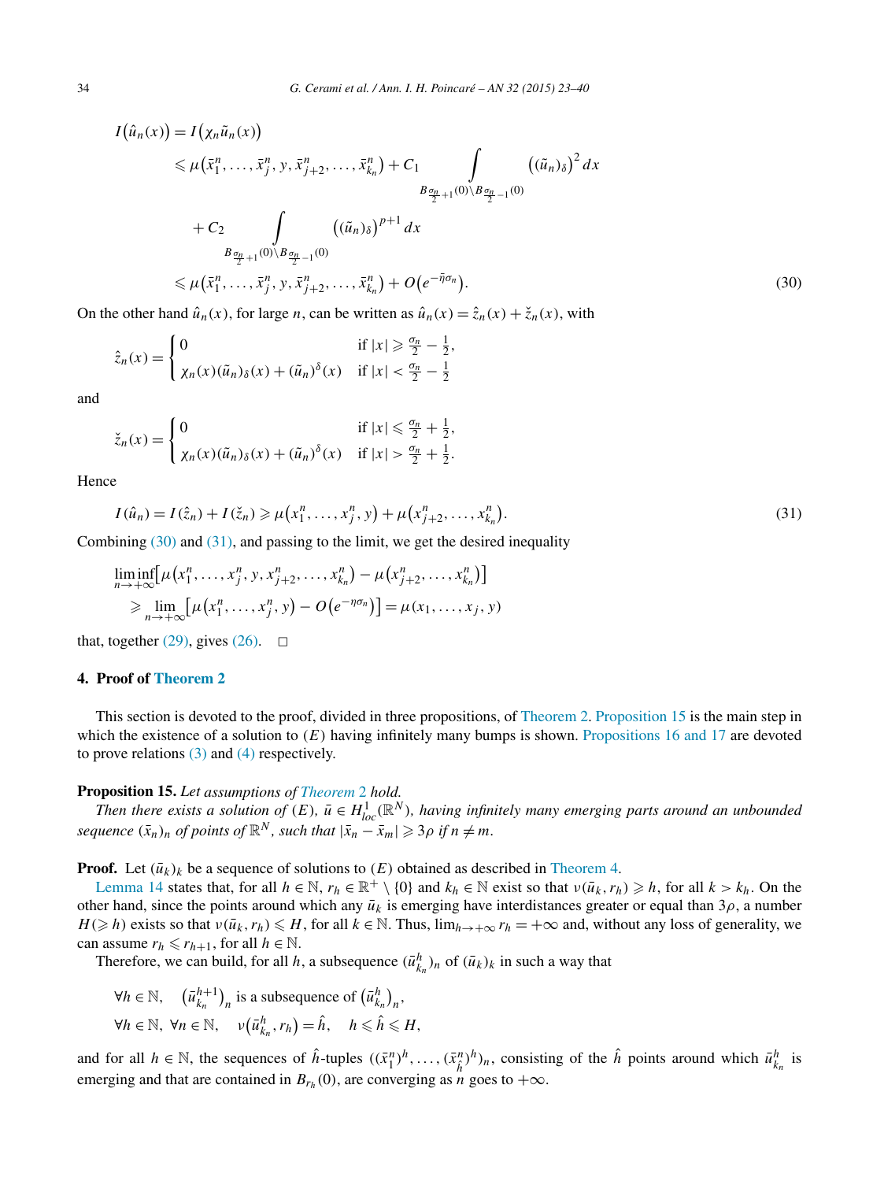$$
\begin{aligned}
I(\hat{u}_n(x)) &= I(\chi_n \tilde{u}_n(x)) \\
&\leqslant \mu(\bar{x}_1^n, \dots, \bar{x}_j^n, y, \bar{x}_{j+2}^n, \dots, \bar{x}_{k_n}^n) + C_1 \int\limits_{B_{\frac{\sigma_n}{2}+1}(0) \setminus B_{\frac{\sigma_n}{2}-1}(0)} \left((\tilde{u}_n)_\delta\right)^2 dx \\
&\quad + C_2 \int\limits_{B_{\frac{\sigma_n}{2}+1}(0) \setminus B_{\frac{\sigma_n}{2}-1}(0)} \left((\tilde{u}_n)_\delta\right)^{p+1} dx \\
&\leqslant \mu(\bar{x}_1^n, \dots, \bar{x}_j^n, y, \bar{x}_{j+2}^n, \dots, \bar{x}_{k_n}^n) + O(e^{-\bar{\eta}\sigma_n}).
\end{aligned}
\tag{30}
$$

On the other hand $\hat{u}_n(x)$, for large $n$, can be written as $\hat{u}_n(x) = \hat{z}_n(x) + \check{z}_n(x)$, with

$$
\hat{z}_n(x) = \begin{cases} 0 & \text{if } |x| \geqslant \frac{\sigma_n}{2} - \frac{1}{2}, \\ \chi_n(x)(\tilde{u}_n)_\delta(x) + (\tilde{u}_n)^\delta(x) & \text{if } |x| < \frac{\sigma_n}{2} - \frac{1}{2} \end{cases}
$$

and

$$
\check{z}_n(x) = \begin{cases} 0 & \text{if } |x| \leqslant \frac{\sigma_n}{2} + \frac{1}{2}, \\ \chi_n(x)(\tilde{u}_n)_\delta(x) + (\tilde{u}_n)^\delta(x) & \text{if } |x| > \frac{\sigma_n}{2} + \frac{1}{2}. \end{cases}
$$

Hence

$$
I(\hat{u}_n) = I(\hat{z}_n) + I(\check{z}_n) \geqslant \mu(x_1^n, \dots, x_j^n, y) + \mu(x_{j+2}^n, \dots, x_{k_n}^n).
\tag{31}
$$

Combining (30) and (31), and passing to the limit, we get the desired inequality

$$
\begin{aligned}
&\liminf_{n \to +\infty} \left[\mu(x_1^n, \dots, x_j^n, y, x_{j+2}^n, \dots, x_{k_n}^n) - \mu(x_{j+2}^n, \dots, x_{k_n}^n)\right] \\
&\quad \geqslant \lim_{n \to +\infty} \left[\mu(x_1^n, \dots, x_j^n, y) - O(e^{-\eta\sigma_n})\right] = \mu(x_1, \dots, x_j, y)
\end{aligned}
$$

that, together (29), gives (26). □

## 4. Proof of Theorem 2

This section is devoted to the proof, divided in three propositions, of Theorem 2. Proposition 15 is the main step in which the existence of a solution to $(E)$ having infinitely many bumps is shown. Propositions 16 and 17 are devoted to prove relations (3) and (4) respectively.

**Proposition 15.** *Let assumptions of Theorem 2 hold.*

*Then there exists a solution of $(E)$, $\bar{u} \in H^1_{loc}(\mathbb{R}^N)$, having infinitely many emerging parts around an unbounded sequence $(\bar{x}_n)_n$ of points of $\mathbb{R}^N$, such that $|\bar{x}_n - \bar{x}_m| \geqslant 3\rho$ if $n \neq m$.*

**Proof.** Let $(\bar{u}_k)_k$ be a sequence of solutions to $(E)$ obtained as described in Theorem 4.

Lemma 14 states that, for all $h \in \mathbb{N}$, $r_h \in \mathbb{R}^+ \setminus \{0\}$ and $k_h \in \mathbb{N}$ exist so that $\nu(\bar{u}_k, r_h) \geqslant h$, for all $k > k_h$. On the other hand, since the points around which any $\bar{u}_k$ is emerging have interdistances greater or equal than $3\rho$, a number $H (\geqslant h)$ exists so that $\nu(\bar{u}_k, r_h) \leqslant H$, for all $k \in \mathbb{N}$. Thus, $\lim_{h \to +\infty} r_h = +\infty$ and, without any loss of generality, we can assume $r_h \leqslant r_{h+1}$, for all $h \in \mathbb{N}$.

Therefore, we can build, for all $h$, a subsequence $(\bar{u}^h_{k_n})_n$ of $(\bar{u}_k)_k$ in such a way that

$$
\begin{aligned}
&\forall h \in \mathbb{N}, \quad \left(\bar{u}^{h+1}_{k_n}\right)_n \text{ is a subsequence of } \left(\bar{u}^h_{k_n}\right)_n, \\
&\forall h \in \mathbb{N},\ \forall n \in \mathbb{N}, \quad \nu\left(\bar{u}^h_{k_n}, r_h\right) = \hat{h}, \quad h \leqslant \hat{h} \leqslant H,
\end{aligned}
$$

and for all $h \in \mathbb{N}$, the sequences of $\hat{h}$-tuples $((\bar{x}_1^n)^h, \dots, (\bar{x}_{\hat{h}}^n)^h)_n$, consisting of the $\hat{h}$ points around which $\bar{u}^h_{k_n}$ is emerging and that are contained in $B_{r_h}(0)$, are converging as $n$ goes to $+\infty$.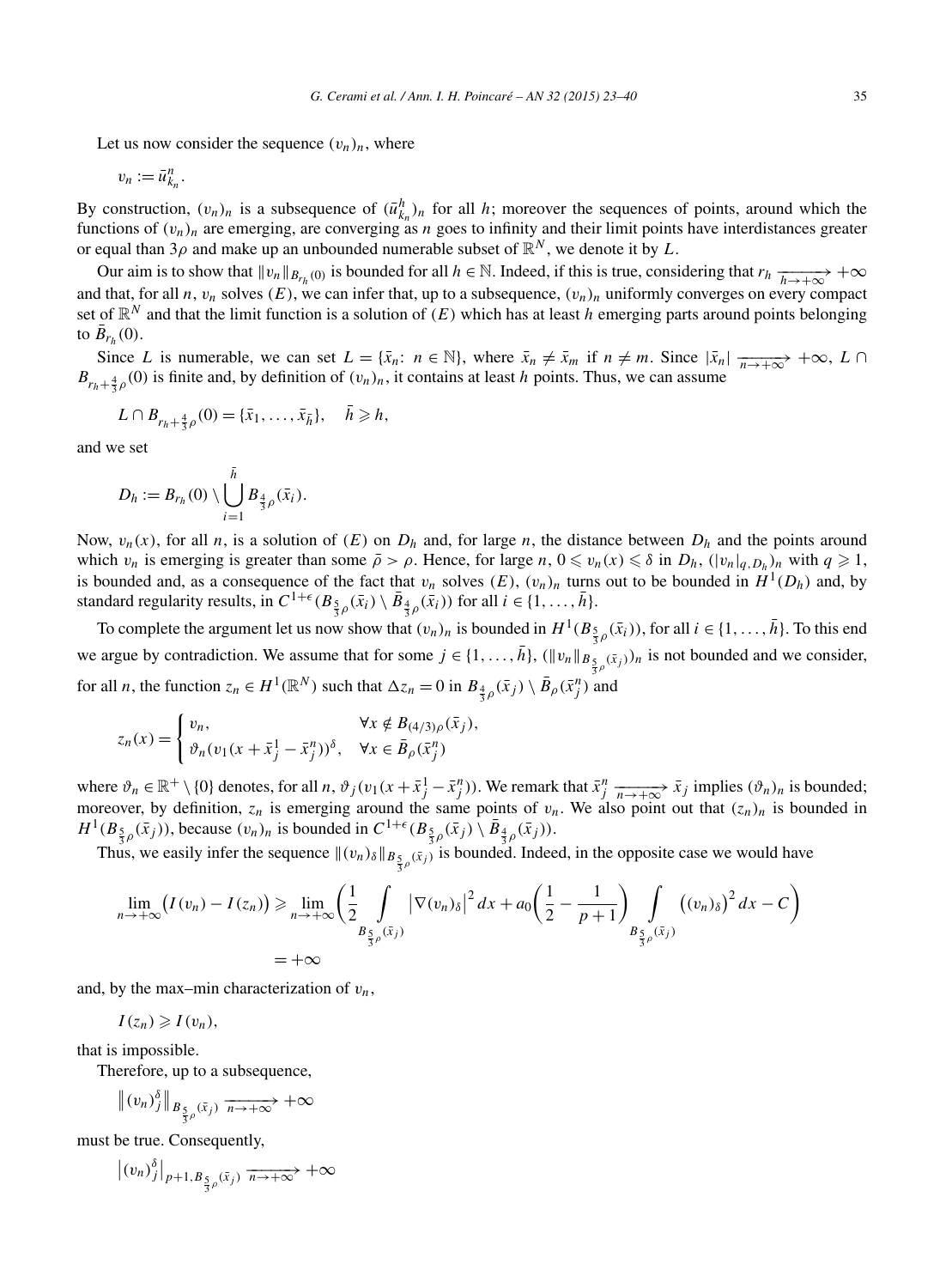Let us now consider the sequence $(v_n)_n$, where

$$v_n := \bar{u}^n_{k_n}.$$

By construction, $(v_n)_n$ is a subsequence of $(\bar{u}^h_{k_n})_n$ for all $h$; moreover the sequences of points, around which the functions of $(v_n)_n$ are emerging, are converging as $n$ goes to infinity and their limit points have interdistances greater or equal than $3\rho$ and make up an unbounded numerable subset of $\mathbb{R}^N$, we denote it by $L$.

Our aim is to show that $\|v_n\|_{B_{r_h}(0)}$ is bounded for all $h \in \mathbb{N}$. Indeed, if this is true, considering that $r_h \xrightarrow[h\to+\infty]{} +\infty$ and that, for all $n$, $v_n$ solves $(E)$, we can infer that, up to a subsequence, $(v_n)_n$ uniformly converges on every compact set of $\mathbb{R}^N$ and that the limit function is a solution of $(E)$ which has at least $h$ emerging parts around points belonging to $\bar{B}_{r_h}(0)$.

Since $L$ is numerable, we can set $L = \{\bar{x}_n \colon n \in \mathbb{N}\}$, where $\bar{x}_n \neq \bar{x}_m$ if $n \neq m$. Since $|\bar{x}_n| \xrightarrow[n\to+\infty]{} +\infty$, $L \cap B_{r_h+\frac{4}{3}\rho}(0)$ is finite and, by definition of $(v_n)_n$, it contains at least $h$ points. Thus, we can assume

$$L \cap B_{r_h+\frac{4}{3}\rho}(0) = \{\bar{x}_1, \dots, \bar{x}_{\bar{h}}\}, \quad \bar{h} \geqslant h,$$

and we set

$$D_h := B_{r_h}(0) \setminus \bigcup_{i=1}^{\bar{h}} B_{\frac{4}{3}\rho}(\bar{x}_i).$$

Now, $v_n(x)$, for all $n$, is a solution of $(E)$ on $D_h$ and, for large $n$, the distance between $D_h$ and the points around which $v_n$ is emerging is greater than some $\bar{\rho} > \rho$. Hence, for large $n$, $0 \leqslant v_n(x) \leqslant \delta$ in $D_h$, $(|v_n|_{q,D_h})_n$ with $q \geqslant 1$, is bounded and, as a consequence of the fact that $v_n$ solves $(E)$, $(v_n)_n$ turns out to be bounded in $H^1(D_h)$ and, by standard regularity results, in $C^{1+\epsilon}(B_{\frac{5}{3}\rho}(\bar{x}_i) \setminus \bar{B}_{\frac{4}{3}\rho}(\bar{x}_i))$ for all $i \in \{1, \dots, \bar{h}\}$.

To complete the argument let us now show that $(v_n)_n$ is bounded in $H^1(B_{\frac{5}{3}\rho}(\bar{x}_i))$, for all $i \in \{1, \dots, \bar{h}\}$. To this end we argue by contradiction. We assume that for some $j \in \{1, \dots, \bar{h}\}$, $(\|v_n\|_{B_{\frac{5}{3}\rho}(\bar{x}_j)})_n$ is not bounded and we consider, for all $n$, the function $z_n \in H^1(\mathbb{R}^N)$ such that $\Delta z_n = 0$ in $B_{\frac{4}{3}\rho}(\bar{x}_j) \setminus \bar{B}_\rho(\bar{x}^n_j)$ and

$$z_n(x) = \begin{cases} v_n, & \forall x \notin B_{(4/3)\rho}(\bar{x}_j), \\ \vartheta_n(v_1(x + \bar{x}^1_j - \bar{x}^n_j))^\delta, & \forall x \in \bar{B}_\rho(\bar{x}^n_j) \end{cases}$$

where $\vartheta_n \in \mathbb{R}^+ \setminus \{0\}$ denotes, for all $n$, $\vartheta_j(v_1(x + \bar{x}^1_j - \bar{x}^n_j))$. We remark that $\bar{x}^n_j \xrightarrow[n\to+\infty]{} \bar{x}_j$ implies $(\vartheta_n)_n$ is bounded; moreover, by definition, $z_n$ is emerging around the same points of $v_n$. We also point out that $(z_n)_n$ is bounded in $H^1(B_{\frac{5}{3}\rho}(\bar{x}_j))$, because $(v_n)_n$ is bounded in $C^{1+\epsilon}(B_{\frac{5}{3}\rho}(\bar{x}_j) \setminus \bar{B}_{\frac{4}{3}\rho}(\bar{x}_j))$.

Thus, we easily infer the sequence $\|(v_n)_\delta\|_{B_{\frac{5}{3}\rho}(\bar{x}_j)}$ is bounded. Indeed, in the opposite case we would have

$$\lim_{n\to+\infty}\big(I(v_n) - I(z_n)\big) \geqslant \lim_{n\to+\infty}\left(\frac{1}{2}\int_{B_{\frac{5}{3}\rho}(\bar{x}_j)} \big|\nabla(v_n)_\delta\big|^2\,dx + a_0\left(\frac{1}{2} - \frac{1}{p+1}\right)\int_{B_{\frac{5}{3}\rho}(\bar{x}_j)} \big((v_n)_\delta\big)^2\,dx - C\right) = +\infty$$

and, by the max–min characterization of $v_n$,

$$I(z_n) \geqslant I(v_n),$$

that is impossible.

Therefore, up to a subsequence,

$$\big\|(v_n)^\delta_j\big\|_{B_{\frac{5}{3}\rho}(\bar{x}_j)} \xrightarrow[n\to+\infty]{} +\infty$$

must be true. Consequently,

$$\big|(v_n)^\delta_j\big|_{p+1,B_{\frac{5}{3}\rho}(\bar{x}_j)} \xrightarrow[n\to+\infty]{} +\infty$$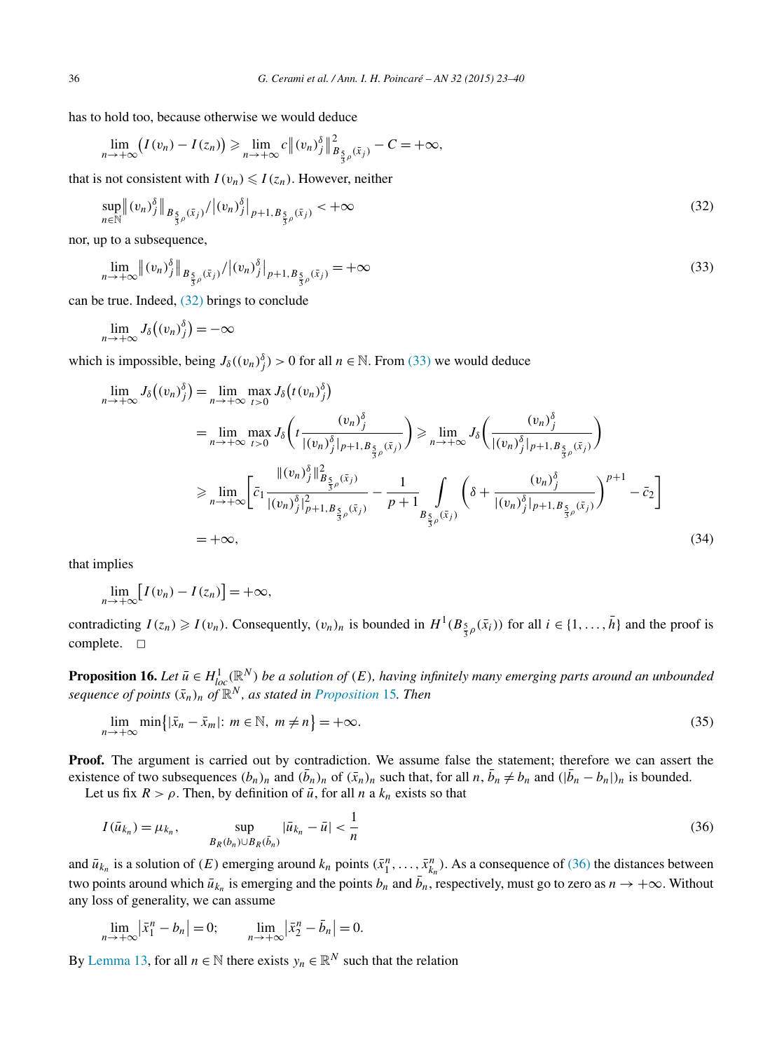has to hold too, because otherwise we would deduce

$$\lim_{n\to+\infty}\big(I(v_n)-I(z_n)\big)\geqslant \lim_{n\to+\infty} c\big\|(v_n)_j^\delta\big\|^2_{B_{\frac{5}{3}\rho}(\bar{x}_j)}-C=+\infty,$$

that is not consistent with $I(v_n)\leqslant I(z_n)$. However, neither

$$\sup_{n\in\mathbb{N}}\big\|(v_n)_j^\delta\big\|_{B_{\frac{5}{3}\rho}(\bar{x}_j)}/\big|(v_n)_j^\delta\big|_{p+1,B_{\frac{5}{3}\rho}(\bar{x}_j)}<+\infty \tag{32}$$

nor, up to a subsequence,

$$\lim_{n\to+\infty}\big\|(v_n)_j^\delta\big\|_{B_{\frac{5}{3}\rho}(\bar{x}_j)}/\big|(v_n)_j^\delta\big|_{p+1,B_{\frac{5}{3}\rho}(\bar{x}_j)}=+\infty \tag{33}$$

can be true. Indeed, (32) brings to conclude

$$\lim_{n\to+\infty} J_\delta\big((v_n)_j^\delta\big)=-\infty$$

which is impossible, being $J_\delta((v_n)_j^\delta)>0$ for all $n\in\mathbb{N}$. From (33) we would deduce

$$\begin{aligned}
\lim_{n\to+\infty} J_\delta\big((v_n)_j^\delta\big)&=\lim_{n\to+\infty}\max_{t>0} J_\delta\big(t(v_n)_j^\delta\big)\\
&=\lim_{n\to+\infty}\max_{t>0} J_\delta\left(t\frac{(v_n)_j^\delta}{|(v_n)_j^\delta|_{p+1,B_{\frac{5}{3}\rho}(\bar{x}_j)}}\right)\geqslant \lim_{n\to+\infty} J_\delta\left(\frac{(v_n)_j^\delta}{|(v_n)_j^\delta|_{p+1,B_{\frac{5}{3}\rho}(\bar{x}_j)}}\right)\\
&\geqslant \lim_{n\to+\infty}\left[\bar{c}_1\frac{\|(v_n)_j^\delta\|^2_{B_{\frac{5}{3}\rho}(\bar{x}_j)}}{|(v_n)_j^\delta|^2_{p+1,B_{\frac{5}{3}\rho}(\bar{x}_j)}}-\frac{1}{p+1}\int\limits_{B_{\frac{5}{3}\rho}(\bar{x}_j)}\left(\delta+\frac{(v_n)_j^\delta}{|(v_n)_j^\delta|_{p+1,B_{\frac{5}{3}\rho}(\bar{x}_j)}}\right)^{p+1}-\bar{c}_2\right]\\
&=+\infty,
\end{aligned}\tag{34}$$

that implies

$$\lim_{n\to+\infty}\big[I(v_n)-I(z_n)\big]=+\infty,$$

contradicting $I(z_n)\geqslant I(v_n)$. Consequently, $(v_n)_n$ is bounded in $H^1(B_{\frac{5}{3}\rho}(\bar{x}_i))$ for all $i\in\{1,\dots,\bar{h}\}$ and the proof is complete. $\square$

**Proposition 16.** *Let $\bar{u}\in H^1_{loc}(\mathbb{R}^N)$ be a solution of $(E)$, having infinitely many emerging parts around an unbounded sequence of points $(\bar{x}_n)_n$ of $\mathbb{R}^N$, as stated in Proposition 15. Then*

$$\lim_{n\to+\infty}\min\big\{|\bar{x}_n-\bar{x}_m|:\ m\in\mathbb{N},\ m\neq n\big\}=+\infty. \tag{35}$$

**Proof.** The argument is carried out by contradiction. We assume false the statement; therefore we can assert the existence of two subsequences $(b_n)_n$ and $(\bar{b}_n)_n$ of $(\bar{x}_n)_n$ such that, for all $n$, $\bar{b}_n\neq b_n$ and $(|\bar{b}_n-b_n|)_n$ is bounded.

Let us fix $R>\rho$. Then, by definition of $\bar{u}$, for all $n$ a $k_n$ exists so that

$$I(\bar{u}_{k_n})=\mu_{k_n},\qquad \sup_{B_R(b_n)\cup B_R(\bar{b}_n)}|\bar{u}_{k_n}-\bar{u}|<\frac{1}{n} \tag{36}$$

and $\bar{u}_{k_n}$ is a solution of $(E)$ emerging around $k_n$ points $(\bar{x}_1^n,\dots,\bar{x}_{k_n}^n)$. As a consequence of (36) the distances between two points around which $\bar{u}_{k_n}$ is emerging and the points $b_n$ and $\bar{b}_n$, respectively, must go to zero as $n\to+\infty$. Without any loss of generality, we can assume

$$\lim_{n\to+\infty}\big|\bar{x}_1^n-b_n\big|=0;\qquad \lim_{n\to+\infty}\big|\bar{x}_2^n-\bar{b}_n\big|=0.$$

By Lemma 13, for all $n\in\mathbb{N}$ there exists $y_n\in\mathbb{R}^N$ such that the relation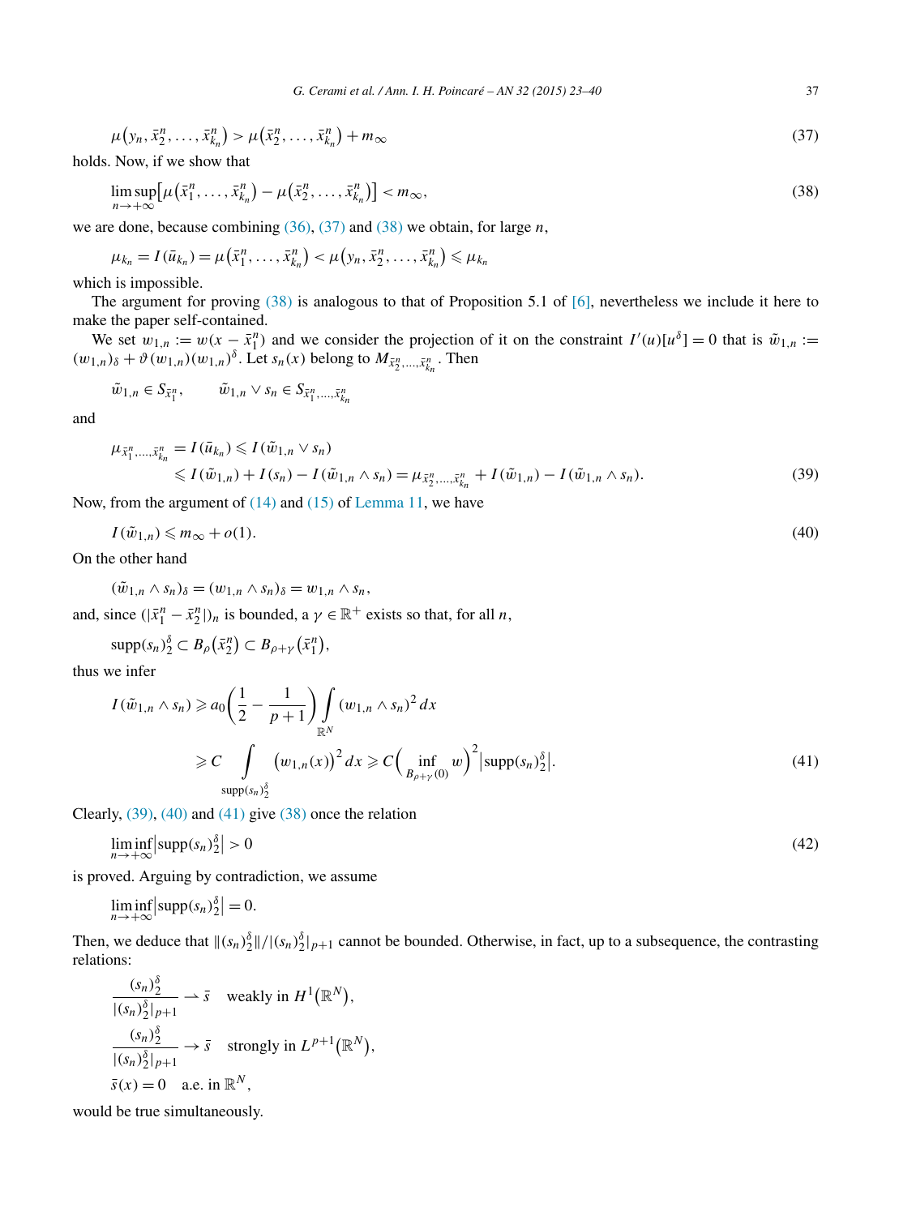$$\mu\big(y_n, \bar{x}_2^n, \dots, \bar{x}_{k_n}^n\big) > \mu\big(\bar{x}_2^n, \dots, \bar{x}_{k_n}^n\big) + m_\infty \tag{37}$$

holds. Now, if we show that

$$\limsup_{n\to+\infty}\big[\mu\big(\bar{x}_1^n, \dots, \bar{x}_{k_n}^n\big) - \mu\big(\bar{x}_2^n, \dots, \bar{x}_{k_n}^n\big)\big] < m_\infty, \tag{38}$$

we are done, because combining (36), (37) and (38) we obtain, for large $n$,

$$\mu_{k_n} = I(\bar{u}_{k_n}) = \mu\big(\bar{x}_1^n, \dots, \bar{x}_{k_n}^n\big) < \mu\big(y_n, \bar{x}_2^n, \dots, \bar{x}_{k_n}^n\big) \leqslant \mu_{k_n}$$

which is impossible.

The argument for proving (38) is analogous to that of Proposition 5.1 of [6], nevertheless we include it here to make the paper self-contained.

We set $w_{1,n} := w(x - \bar{x}_1^n)$ and we consider the projection of it on the constraint $I'(u)[u^\delta] = 0$ that is $\tilde{w}_{1,n} := (w_{1,n})_\delta + \vartheta(w_{1,n})(w_{1,n})^\delta$. Let $s_n(x)$ belong to $M_{\bar{x}_2^n, \dots, \bar{x}_{k_n}^n}$. Then

$$\tilde{w}_{1,n} \in S_{\bar{x}_1^n}, \qquad \tilde{w}_{1,n} \vee s_n \in S_{\bar{x}_1^n, \dots, \bar{x}_{k_n}^n}$$

and

$$\begin{aligned}
\mu_{\bar{x}_1^n, \dots, \bar{x}_{k_n}^n} &= I(\bar{u}_{k_n}) \leqslant I(\tilde{w}_{1,n} \vee s_n) \\
&\leqslant I(\tilde{w}_{1,n}) + I(s_n) - I(\tilde{w}_{1,n} \wedge s_n) = \mu_{\bar{x}_2^n, \dots, \bar{x}_{k_n}^n} + I(\tilde{w}_{1,n}) - I(\tilde{w}_{1,n} \wedge s_n).
\end{aligned} \tag{39}$$

Now, from the argument of (14) and (15) of Lemma 11, we have

$$I(\tilde{w}_{1,n}) \leqslant m_\infty + o(1). \tag{40}$$

On the other hand

$$(\tilde{w}_{1,n} \wedge s_n)_\delta = (w_{1,n} \wedge s_n)_\delta = w_{1,n} \wedge s_n,$$

and, since $(|\bar{x}_1^n - \bar{x}_2^n|)_n$ is bounded, a $\gamma \in \mathbb{R}^+$ exists so that, for all $n$,

$$\operatorname{supp}(s_n)_2^\delta \subset B_\rho\big(\bar{x}_2^n\big) \subset B_{\rho+\gamma}\big(\bar{x}_1^n\big),$$

thus we infer

$$\begin{aligned}
I(\tilde{w}_{1,n} \wedge s_n) &\geqslant a_0\left(\frac{1}{2} - \frac{1}{p+1}\right) \int_{\mathbb{R}^N} (w_{1,n} \wedge s_n)^2\, dx \\
&\geqslant C \int_{\operatorname{supp}(s_n)_2^\delta} \big(w_{1,n}(x)\big)^2\, dx \geqslant C\Big(\inf_{B_{\rho+\gamma}(0)} w\Big)^2 \big|\operatorname{supp}(s_n)_2^\delta\big|.
\end{aligned} \tag{41}$$

Clearly, (39), (40) and (41) give (38) once the relation

$$\liminf_{n\to+\infty}\big|\operatorname{supp}(s_n)_2^\delta\big| > 0 \tag{42}$$

is proved. Arguing by contradiction, we assume

$$\liminf_{n\to+\infty}\big|\operatorname{supp}(s_n)_2^\delta\big| = 0.$$

Then, we deduce that $\|(s_n)_2^\delta\|/|(s_n)_2^\delta|_{p+1}$ cannot be bounded. Otherwise, in fact, up to a subsequence, the contrasting relations:

$$\frac{(s_n)_2^\delta}{|(s_n)_2^\delta|_{p+1}} \rightharpoonup \bar{s} \quad \text{weakly in } H^1\big(\mathbb{R}^N\big),$$

$$\frac{(s_n)_2^\delta}{|(s_n)_2^\delta|_{p+1}} \to \bar{s} \quad \text{strongly in } L^{p+1}\big(\mathbb{R}^N\big),$$

$$\bar{s}(x) = 0 \quad \text{a.e. in } \mathbb{R}^N,$$

would be true simultaneously.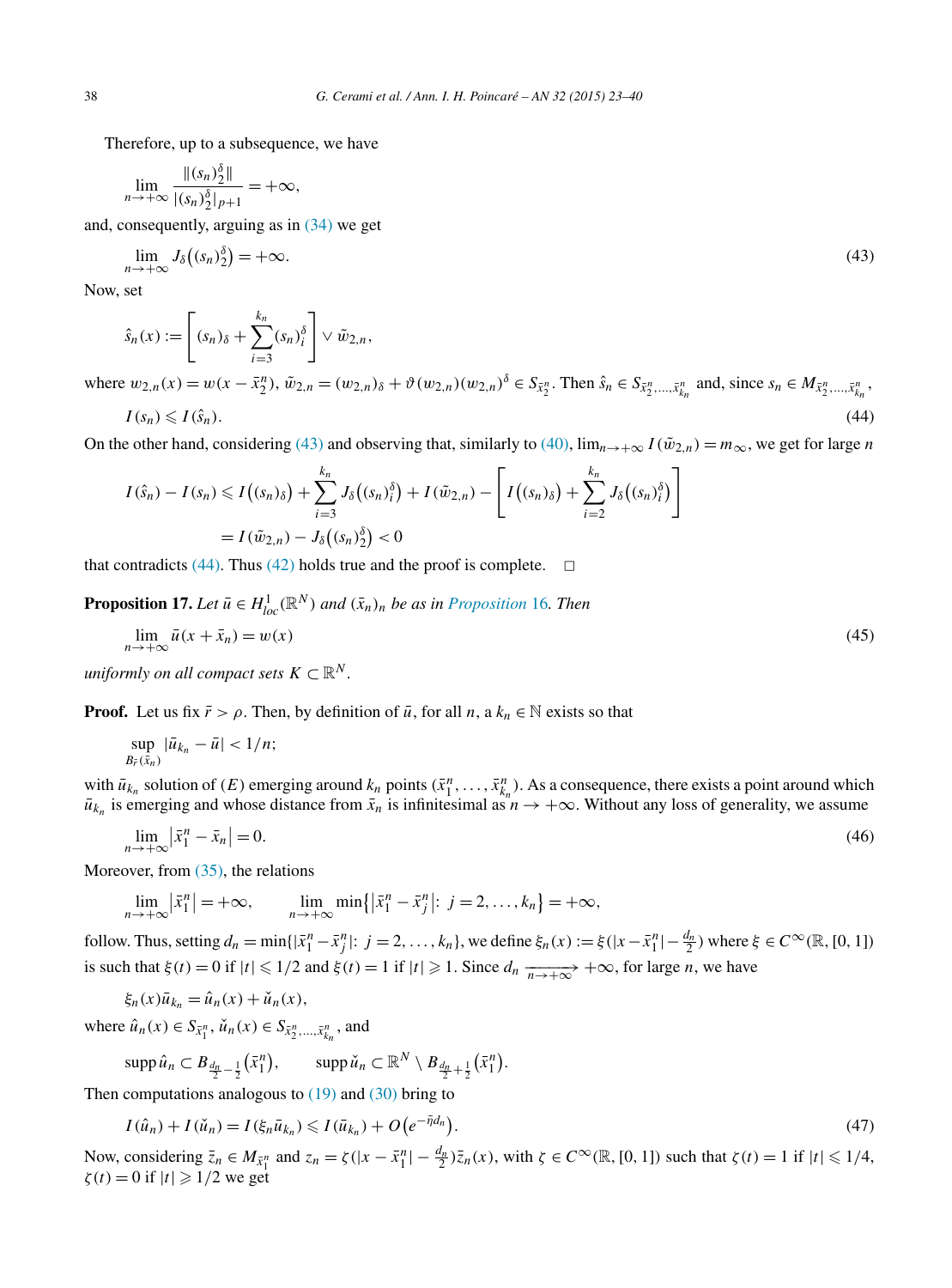Therefore, up to a subsequence, we have

$$\lim_{n\to+\infty} \frac{\|(s_n)_2^\delta\|}{|(s_n)_2^\delta|_{p+1}} = +\infty,$$

and, consequently, arguing as in (34) we get

$$\lim_{n\to+\infty} J_\delta\big((s_n)_2^\delta\big) = +\infty. \tag{43}$$

Now, set

$$\hat{s}_n(x) := \left[(s_n)_\delta + \sum_{i=3}^{k_n} (s_n)_i^\delta\right] \vee \tilde{w}_{2,n},$$

where $w_{2,n}(x) = w(x - \bar{x}_2^n)$, $\tilde{w}_{2,n} = (w_{2,n})_\delta + \vartheta(w_{2,n})(w_{2,n})^\delta \in S_{\bar{x}_2^n}$. Then $\hat{s}_n \in S_{\bar{x}_2^n,\dots,\bar{x}_{k_n}^n}$ and, since $s_n \in M_{\bar{x}_2^n,\dots,\bar{x}_{k_n}^n}$,

$$I(s_n) \leqslant I(\hat{s}_n). \tag{44}$$

On the other hand, considering (43) and observing that, similarly to (40), $\lim_{n\to+\infty} I(\tilde{w}_{2,n}) = m_\infty$, we get for large $n$

$$\begin{aligned}
I(\hat{s}_n) - I(s_n) &\leqslant I\big((s_n)_\delta\big) + \sum_{i=3}^{k_n} J_\delta\big((s_n)_i^\delta\big) + I(\tilde{w}_{2,n}) - \left[I\big((s_n)_\delta\big) + \sum_{i=2}^{k_n} J_\delta\big((s_n)_i^\delta\big)\right] \\
&= I(\tilde{w}_{2,n}) - J_\delta\big((s_n)_2^\delta\big) < 0
\end{aligned}$$

that contradicts (44). Thus (42) holds true and the proof is complete. $\square$

**Proposition 17.** *Let $\bar{u} \in H^1_{loc}(\mathbb{R}^N)$ and $(\bar{x}_n)_n$ be as in Proposition 16. Then*

$$\lim_{n\to+\infty} \bar{u}(x + \bar{x}_n) = w(x) \tag{45}$$

*uniformly on all compact sets $K \subset \mathbb{R}^N$.*

**Proof.** Let us fix $\bar{r} > \rho$. Then, by definition of $\bar{u}$, for all $n$, a $k_n \in \mathbb{N}$ exists so that

$$\sup_{B_{\bar{r}}(\bar{x}_n)} |\bar{u}_{k_n} - \bar{u}| < 1/n;$$

with $\bar{u}_{k_n}$ solution of $(E)$ emerging around $k_n$ points $(\bar{x}_1^n, \dots, \bar{x}_{k_n}^n)$. As a consequence, there exists a point around which $\bar{u}_{k_n}$ is emerging and whose distance from $\bar{x}_n$ is infinitesimal as $n \to +\infty$. Without any loss of generality, we assume

$$\lim_{n\to+\infty} \big|\bar{x}_1^n - \bar{x}_n\big| = 0. \tag{46}$$

Moreover, from (35), the relations

$$\lim_{n\to+\infty} \big|\bar{x}_1^n\big| = +\infty, \qquad \lim_{n\to+\infty} \min\big\{\big|\bar{x}_1^n - \bar{x}_j^n\big|:\ j = 2,\dots,k_n\big\} = +\infty,$$

follow. Thus, setting $d_n = \min\{|\bar{x}_1^n - \bar{x}_j^n|:\ j = 2,\dots,k_n\}$, we define $\xi_n(x) := \xi(|x - \bar{x}_1^n| - \frac{d_n}{2})$ where $\xi \in C^\infty(\mathbb{R},[0,1])$ is such that $\xi(t) = 0$ if $|t| \leqslant 1/2$ and $\xi(t) = 1$ if $|t| \geqslant 1$. Since $d_n \xrightarrow[n\to+\infty]{} +\infty$, for large $n$, we have

$$\xi_n(x)\bar{u}_{k_n} = \hat{u}_n(x) + \check{u}_n(x),$$

where $\hat{u}_n(x) \in S_{\bar{x}_1^n}$, $\check{u}_n(x) \in S_{\bar{x}_2^n,\dots,\bar{x}_{k_n}^n}$, and

$$\operatorname{supp} \hat{u}_n \subset B_{\frac{d_n}{2}-\frac{1}{2}}\big(\bar{x}_1^n\big), \qquad \operatorname{supp} \check{u}_n \subset \mathbb{R}^N \setminus B_{\frac{d_n}{2}+\frac{1}{2}}\big(\bar{x}_1^n\big).$$

Then computations analogous to (19) and (30) bring to

$$I(\hat{u}_n) + I(\check{u}_n) = I(\xi_n\bar{u}_{k_n}) \leqslant I(\bar{u}_{k_n}) + O\big(e^{-\bar{\eta}d_n}\big). \tag{47}$$

Now, considering $\bar{z}_n \in M_{\bar{x}_1^n}$ and $z_n = \zeta(|x - \bar{x}_1^n| - \frac{d_n}{2})\bar{z}_n(x)$, with $\zeta \in C^\infty(\mathbb{R},[0,1])$ such that $\zeta(t) = 1$ if $|t| \leqslant 1/4$, $\zeta(t) = 0$ if $|t| \geqslant 1/2$ we get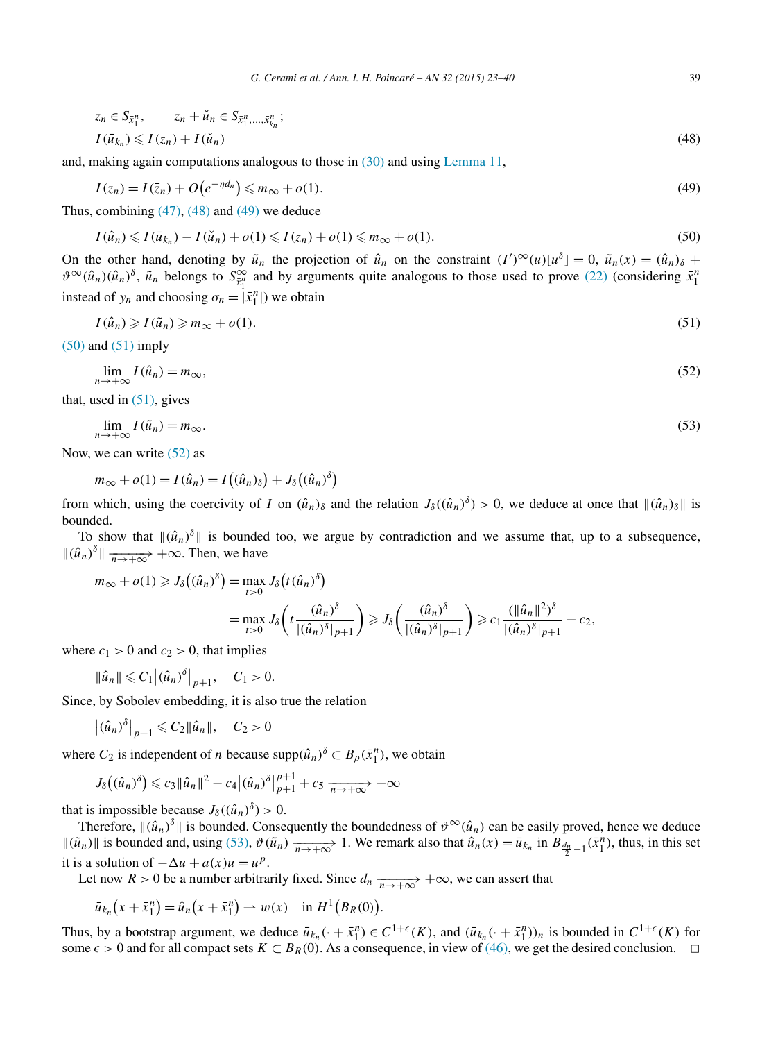$$z_n \in S_{\bar{x}_1^n}, \qquad z_n + \check{u}_n \in S_{\bar{x}_1^n,\ldots,\bar{x}_{k_n}^n};$$

$$I(\bar{u}_{k_n}) \leqslant I(z_n) + I(\check{u}_n) \tag{48}$$

and, making again computations analogous to those in (30) and using Lemma 11,

$$I(z_n) = I(\bar{z}_n) + O\big(e^{-\bar{\eta}d_n}\big) \leqslant m_\infty + o(1). \tag{49}$$

Thus, combining (47), (48) and (49) we deduce

$$I(\hat{u}_n) \leqslant I(\bar{u}_{k_n}) - I(\check{u}_n) + o(1) \leqslant I(z_n) + o(1) \leqslant m_\infty + o(1). \tag{50}$$

On the other hand, denoting by $\tilde{u}_n$ the projection of $\hat{u}_n$ on the constraint $(I')^\infty(u)[u^\delta] = 0$, $\tilde{u}_n(x) = (\hat{u}_n)_\delta + \vartheta^\infty(\hat{u}_n)(\hat{u}_n)^\delta$, $\tilde{u}_n$ belongs to $S^\infty_{\bar{x}_1^n}$ and by arguments quite analogous to those used to prove (22) (considering $\bar{x}_1^n$ instead of $y_n$ and choosing $\sigma_n = |\bar{x}_1^n|$) we obtain

$$I(\hat{u}_n) \geqslant I(\tilde{u}_n) \geqslant m_\infty + o(1). \tag{51}$$

(50) and (51) imply

$$\lim_{n\to+\infty} I(\hat{u}_n) = m_\infty, \tag{52}$$

that, used in (51), gives

$$\lim_{n\to+\infty} I(\tilde{u}_n) = m_\infty. \tag{53}$$

Now, we can write (52) as

$$m_\infty + o(1) = I(\hat{u}_n) = I\big((\hat{u}_n)_\delta\big) + J_\delta\big((\hat{u}_n)^\delta\big)$$

from which, using the coercivity of $I$ on $(\hat{u}_n)_\delta$ and the relation $J_\delta((\hat{u}_n)^\delta) > 0$, we deduce at once that $\|(\hat{u}_n)_\delta\|$ is bounded.

To show that $\|(\hat{u}_n)^\delta\|$ is bounded too, we argue by contradiction and we assume that, up to a subsequence, $\|(\hat{u}_n)^\delta\| \xrightarrow[n\to+\infty]{} +\infty$. Then, we have

$$m_\infty + o(1) \geqslant J_\delta\big((\hat{u}_n)^\delta\big) = \max_{t>0} J_\delta\big(t(\hat{u}_n)^\delta\big)$$

$$= \max_{t>0} J_\delta\left(t\frac{(\hat{u}_n)^\delta}{|(\hat{u}_n)^\delta|_{p+1}}\right) \geqslant J_\delta\left(\frac{(\hat{u}_n)^\delta}{|(\hat{u}_n)^\delta|_{p+1}}\right) \geqslant c_1\frac{(\|\hat{u}_n\|^2)^\delta}{|(\hat{u}_n)^\delta|_{p+1}} - c_2,$$

where $c_1 > 0$ and $c_2 > 0$, that implies

$$\|\hat{u}_n\| \leqslant C_1\big|(\hat{u}_n)^\delta\big|_{p+1}, \quad C_1 > 0.$$

Since, by Sobolev embedding, it is also true the relation

$$\big|(\hat{u}_n)^\delta\big|_{p+1} \leqslant C_2\|\hat{u}_n\|, \quad C_2 > 0$$

where $C_2$ is independent of $n$ because $\operatorname{supp}(\hat{u}_n)^\delta \subset B_\rho(\bar{x}_1^n)$, we obtain

$$J_\delta\big((\hat{u}_n)^\delta\big) \leqslant c_3\|\hat{u}_n\|^2 - c_4\big|(\hat{u}_n)^\delta\big|_{p+1}^{p+1} + c_5 \xrightarrow[n\to+\infty]{} -\infty$$

that is impossible because $J_\delta((\hat{u}_n)^\delta) > 0$.

Therefore, $\|(\hat{u}_n)^\delta\|$ is bounded. Consequently the boundedness of $\vartheta^\infty(\hat{u}_n)$ can be easily proved, hence we deduce $\|(\tilde{u}_n)\|$ is bounded and, using (53), $\vartheta(\tilde{u}_n) \xrightarrow[n\to+\infty]{} 1$. We remark also that $\hat{u}_n(x) = \bar{u}_{k_n}$ in $B_{\frac{d_n}{2}-1}(\bar{x}_1^n)$, thus, in this set it is a solution of $-\Delta u + a(x)u = u^p$.

Let now $R > 0$ be a number arbitrarily fixed. Since $d_n \xrightarrow[n\to+\infty]{} +\infty$, we can assert that

$$\bar{u}_{k_n}\big(x + \bar{x}_1^n\big) = \hat{u}_n\big(x + \bar{x}_1^n\big) \rightharpoonup w(x) \quad \text{in } H^1\big(B_R(0)\big).$$

Thus, by a bootstrap argument, we deduce $\bar{u}_{k_n}(\cdot + \bar{x}_1^n) \in C^{1+\epsilon}(K)$, and $(\bar{u}_{k_n}(\cdot + \bar{x}_1^n))_n$ is bounded in $C^{1+\epsilon}(K)$ for some $\epsilon > 0$ and for all compact sets $K \subset B_R(0)$. As a consequence, in view of (46), we get the desired conclusion. $\square$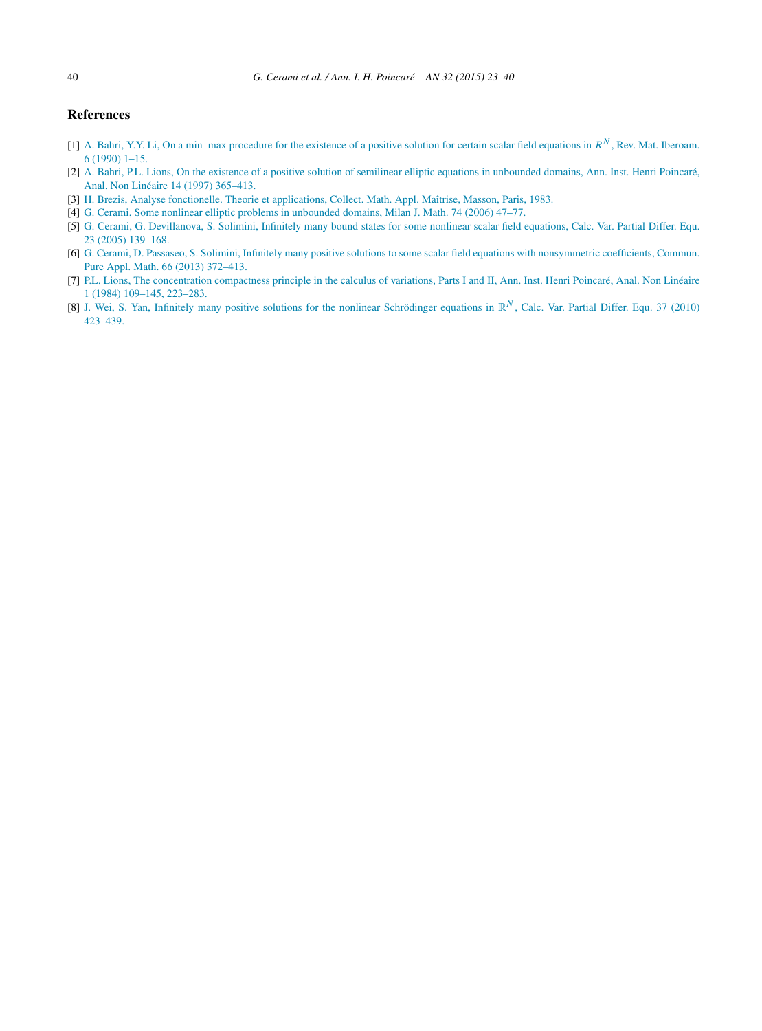## References

[1] A. Bahri, Y.Y. Li, On a min–max procedure for the existence of a positive solution for certain scalar field equations in $R^N$, Rev. Mat. Iberoam. 6 (1990) 1–15.

[2] A. Bahri, P.L. Lions, On the existence of a positive solution of semilinear elliptic equations in unbounded domains, Ann. Inst. Henri Poincaré, Anal. Non Linéaire 14 (1997) 365–413.

[3] H. Brezis, Analyse fonctionelle. Theorie et applications, Collect. Math. Appl. Maîtrise, Masson, Paris, 1983.

[4] G. Cerami, Some nonlinear elliptic problems in unbounded domains, Milan J. Math. 74 (2006) 47–77.

[5] G. Cerami, G. Devillanova, S. Solimini, Infinitely many bound states for some nonlinear scalar field equations, Calc. Var. Partial Differ. Equ. 23 (2005) 139–168.

[6] G. Cerami, D. Passaseo, S. Solimini, Infinitely many positive solutions to some scalar field equations with nonsymmetric coefficients, Commun. Pure Appl. Math. 66 (2013) 372–413.

[7] P.L. Lions, The concentration compactness principle in the calculus of variations, Parts I and II, Ann. Inst. Henri Poincaré, Anal. Non Linéaire 1 (1984) 109–145, 223–283.

[8] J. Wei, S. Yan, Infinitely many positive solutions for the nonlinear Schrödinger equations in $\mathbb{R}^N$, Calc. Var. Partial Differ. Equ. 37 (2010) 423–439.